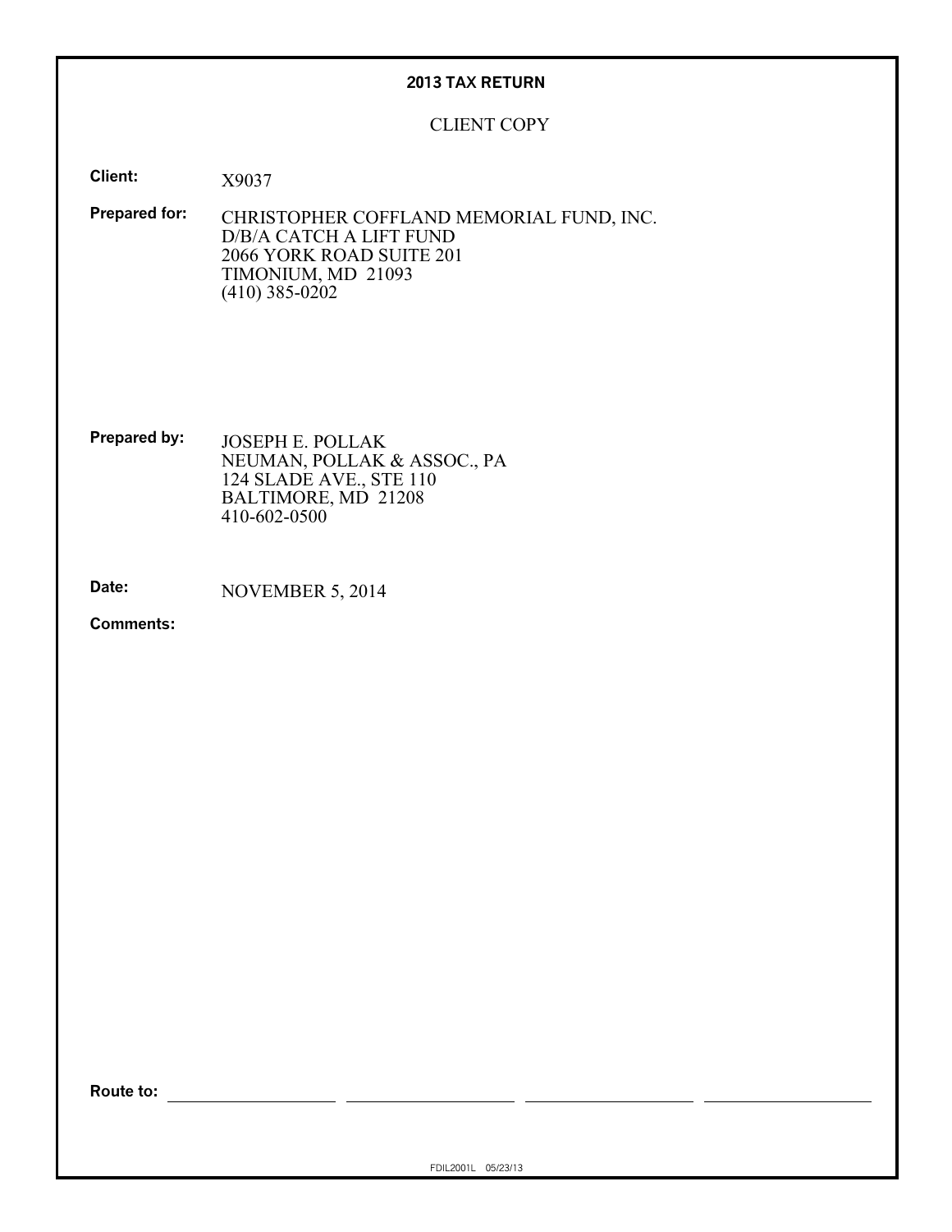# 2013 TAX RETURN

CLIENT COPY

**Client:** X9037

**Prepared for:** CHRISTOPHER COFFLAND MEMORIAL FUND, INC.
D/B/A CATCH A LIFT FUND
2066 YORK ROAD SUITE 201
TIMONIUM, MD 21093
(410) 385-0202

**Prepared by:** JOSEPH E. POLLAK
NEUMAN, POLLAK & ASSOC., PA
124 SLADE AVE., STE 110
BALTIMORE, MD 21208
410-602-0500

**Date:** NOVEMBER 5, 2014

**Comments:**

**Route to:** ____________ ____________ ____________ ____________

FDIL2001L 05/23/13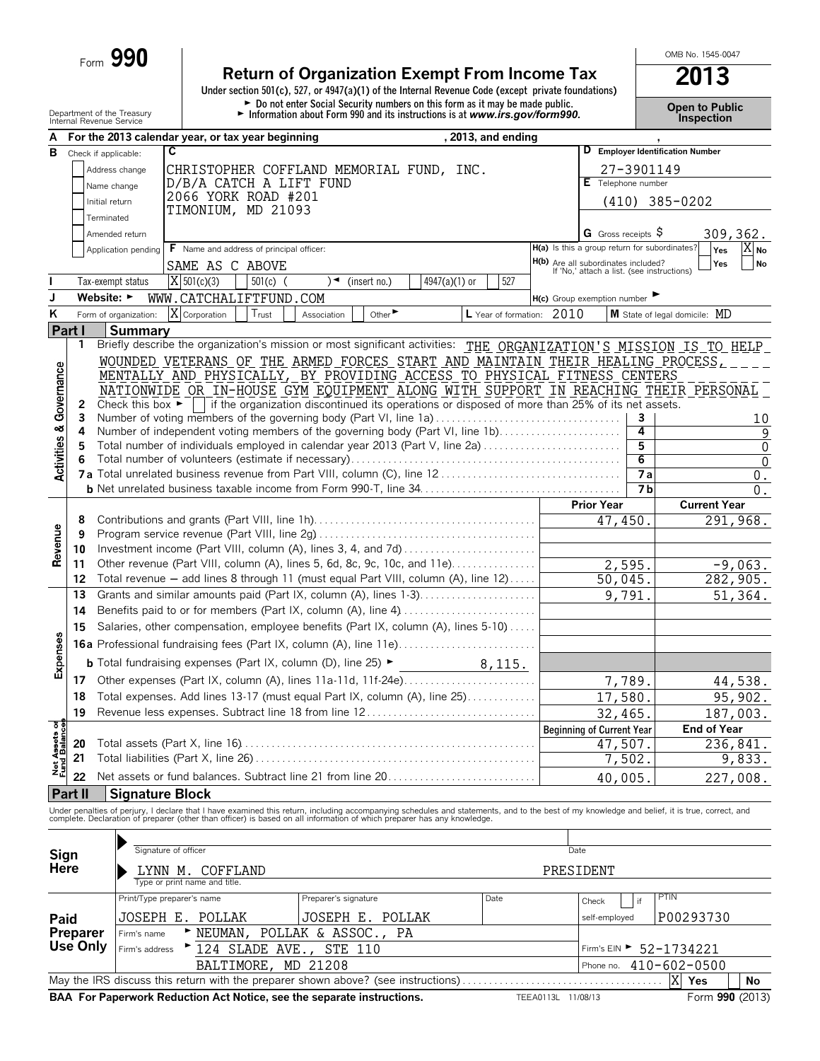Form **990**

# Return of Organization Exempt From Income Tax

**2013**

OMB No. 1545-0047

Under section 501(c), 527, or 4947(a)(1) of the Internal Revenue Code (except private foundations)

► Do not enter Social Security numbers on this form as it may be made public.

► Information about Form 990 and its instructions is at *www.irs.gov/form990.*

Department of the Treasury
Internal Revenue Service

**Open to Public Inspection**

**A** For the 2013 calendar year, or tax year beginning , 2013, and ending ,

**B** Check if applicable:
- Address change
- Name change
- Initial return
- Terminated
- Amended return
- Application pending

**C**
CHRISTOPHER COFFLAND MEMORIAL FUND, INC.
D/B/A CATCH A LIFT FUND
2066 YORK ROAD #201
TIMONIUM, MD 21093

**D** Employer Identification Number: 27-3901149

**E** Telephone number: (410) 385-0202

**G** Gross receipts $ 309,362.

**F** Name and address of principal officer: SAME AS C ABOVE

**H(a)** Is this a group return for subordinates? Yes [ ] No [X]

**H(b)** Are all subordinates included? Yes [ ] No [ ]
If 'No,' attach a list. (see instructions)

**I** Tax-exempt status: [X] 501(c)(3) [ ] 501(c) ( ) ◄ (insert no.) [ ] 4947(a)(1) or [ ] 527

**J** Website: ► WWW.CATCHALIFTFUND.COM

**H(c)** Group exemption number ►

**K** Form of organization: [X] Corporation [ ] Trust [ ] Association [ ] Other ►

**L** Year of formation: 2010

**M** State of legal domicile: MD

## Part I Summary

**Activities & Governance**

1 Briefly describe the organization's mission or most significant activities: THE ORGANIZATION'S MISSION IS TO HELP WOUNDED VETERANS OF THE ARMED FORCES START AND MAINTAIN THEIR HEALING PROCESS, MENTALLY AND PHYSICALLY, BY PROVIDING ACCESS TO PHYSICAL FITNESS CENTERS NATIONWIDE OR IN-HOUSE GYM EQUIPMENT ALONG WITH SUPPORT IN REACHING THEIR PERSONAL

2 Check this box ► [ ] if the organization discontinued its operations or disposed of more than 25% of its net assets.

| | | | |
|---|---|---|---|
| 3 | Number of voting members of the governing body (Part VI, line 1a) | 3 | 10 |
| 4 | Number of independent voting members of the governing body (Part VI, line 1b) | 4 | 9 |
| 5 | Total number of individuals employed in calendar year 2013 (Part V, line 2a) | 5 | 0 |
| 6 | Total number of volunteers (estimate if necessary) | 6 | 0 |
| 7a | Total unrelated business revenue from Part VIII, column (C), line 12 | 7a | 0. |
| b | Net unrelated business taxable income from Form 990-T, line 34 | 7b | 0. |

| | | | Prior Year | Current Year |
|---|---|---|---|---|
| **Revenue** | 8 | Contributions and grants (Part VIII, line 1h) | 47,450. | 291,968. |
| | 9 | Program service revenue (Part VIII, line 2g) | | |
| | 10 | Investment income (Part VIII, column (A), lines 3, 4, and 7d) | | |
| | 11 | Other revenue (Part VIII, column (A), lines 5, 6d, 8c, 9c, 10c, and 11e) | 2,595. | -9,063. |
| | 12 | Total revenue — add lines 8 through 11 (must equal Part VIII, column (A), line 12) | 50,045. | 282,905. |
| **Expenses** | 13 | Grants and similar amounts paid (Part IX, column (A), lines 1-3) | 9,791. | 51,364. |
| | 14 | Benefits paid to or for members (Part IX, column (A), line 4) | | |
| | 15 | Salaries, other compensation, employee benefits (Part IX, column (A), lines 5-10) | | |
| | 16a | Professional fundraising fees (Part IX, column (A), line 11e) | | |
| | b | Total fundraising expenses (Part IX, column (D), line 25) ► 8,115. | | |
| | 17 | Other expenses (Part IX, column (A), lines 11a-11d, 11f-24e) | 7,789. | 44,538. |
| | 18 | Total expenses. Add lines 13-17 (must equal Part IX, column (A), line 25) | 17,580. | 95,902. |
| | 19 | Revenue less expenses. Subtract line 18 from line 12 | 32,465. | 187,003. |

| | | | Beginning of Current Year | End of Year |
|---|---|---|---|---|
| **Net Assets or Fund Balances** | 20 | Total assets (Part X, line 16) | 47,507. | 236,841. |
| | 21 | Total liabilities (Part X, line 26) | 7,502. | 9,833. |
| | 22 | Net assets or fund balances. Subtract line 21 from line 20 | 40,005. | 227,008. |

## Part II Signature Block

Under penalties of perjury, I declare that I have examined this return, including accompanying schedules and statements, and to the best of my knowledge and belief, it is true, correct, and complete. Declaration of preparer (other than officer) is based on all information of which preparer has any knowledge.

**Sign Here**

► Signature of officer — Date

► LYNN M. COFFLAND — PRESIDENT
Type or print name and title.

**Paid Preparer Use Only**

| Print/Type preparer's name | Preparer's signature | Date | Check [ ] if self-employed | PTIN |
|---|---|---|---|---|
| JOSEPH E. POLLAK | JOSEPH E. POLLAK | | | P00293730 |

Firm's name ► NEUMAN, POLLAK & ASSOC., PA

Firm's address ► 124 SLADE AVE., STE 110, BALTIMORE, MD 21208

Firm's EIN ► 52-1734221

Phone no. 410-602-0500

May the IRS discuss this return with the preparer shown above? (see instructions) [X] Yes [ ] No

**BAA For Paperwork Reduction Act Notice, see the separate instructions.** TEEA0113L 11/08/13 Form **990** (2013)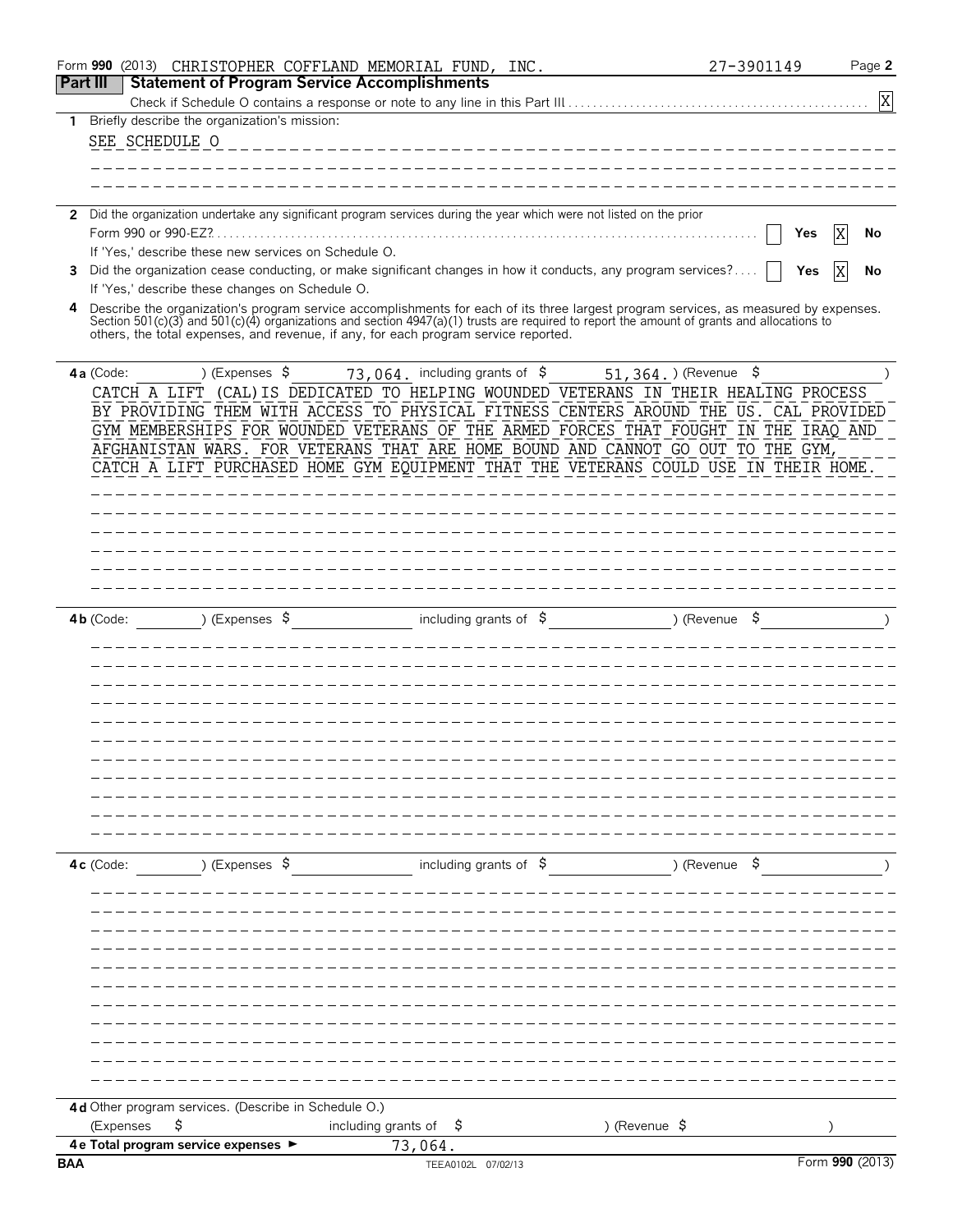Form **990** (2013) CHRISTOPHER COFFLAND MEMORIAL FUND, INC. 27-3901149 Page **2**

## Part III Statement of Program Service Accomplishments

Check if Schedule O contains a response or note to any line in this Part III . . . . . . [X]

**1** Briefly describe the organization's mission:

SEE SCHEDULE O

**2** Did the organization undertake any significant program services during the year which were not listed on the prior Form 990 or 990-EZ? . . . . . . [ ] Yes [X] No

If 'Yes,' describe these new services on Schedule O.

**3** Did the organization cease conducting, or make significant changes in how it conducts, any program services? . . . . [ ] Yes [X] No

If 'Yes,' describe these changes on Schedule O.

**4** Describe the organization's program service accomplishments for each of its three largest program services, as measured by expenses. Section 501(c)(3) and 501(c)(4) organizations and section 4947(a)(1) trusts are required to report the amount of grants and allocations to others, the total expenses, and revenue, if any, for each program service reported.

**4 a** (Code: ) (Expenses $ 73,064. including grants of $ 51,364.) (Revenue $ )

CATCH A LIFT (CAL)IS DEDICATED TO HELPING WOUNDED VETERANS IN THEIR HEALING PROCESS BY PROVIDING THEM WITH ACCESS TO PHYSICAL FITNESS CENTERS AROUND THE US. CAL PROVIDED GYM MEMBERSHIPS FOR WOUNDED VETERANS OF THE ARMED FORCES THAT FOUGHT IN THE IRAQ AND AFGHANISTAN WARS. FOR VETERANS THAT ARE HOME BOUND AND CANNOT GO OUT TO THE GYM, CATCH A LIFT PURCHASED HOME GYM EQUIPMENT THAT THE VETERANS COULD USE IN THEIR HOME.

**4 b** (Code: ) (Expenses $ including grants of $ ) (Revenue $ )

**4 c** (Code: ) (Expenses $ including grants of $ ) (Revenue $ )

**4 d** Other program services. (Describe in Schedule O.)

(Expenses $ including grants of $ ) (Revenue $ )

**4 e Total program service expenses ►** 73,064.

BAA TEEA0102L 07/02/13 Form **990** (2013)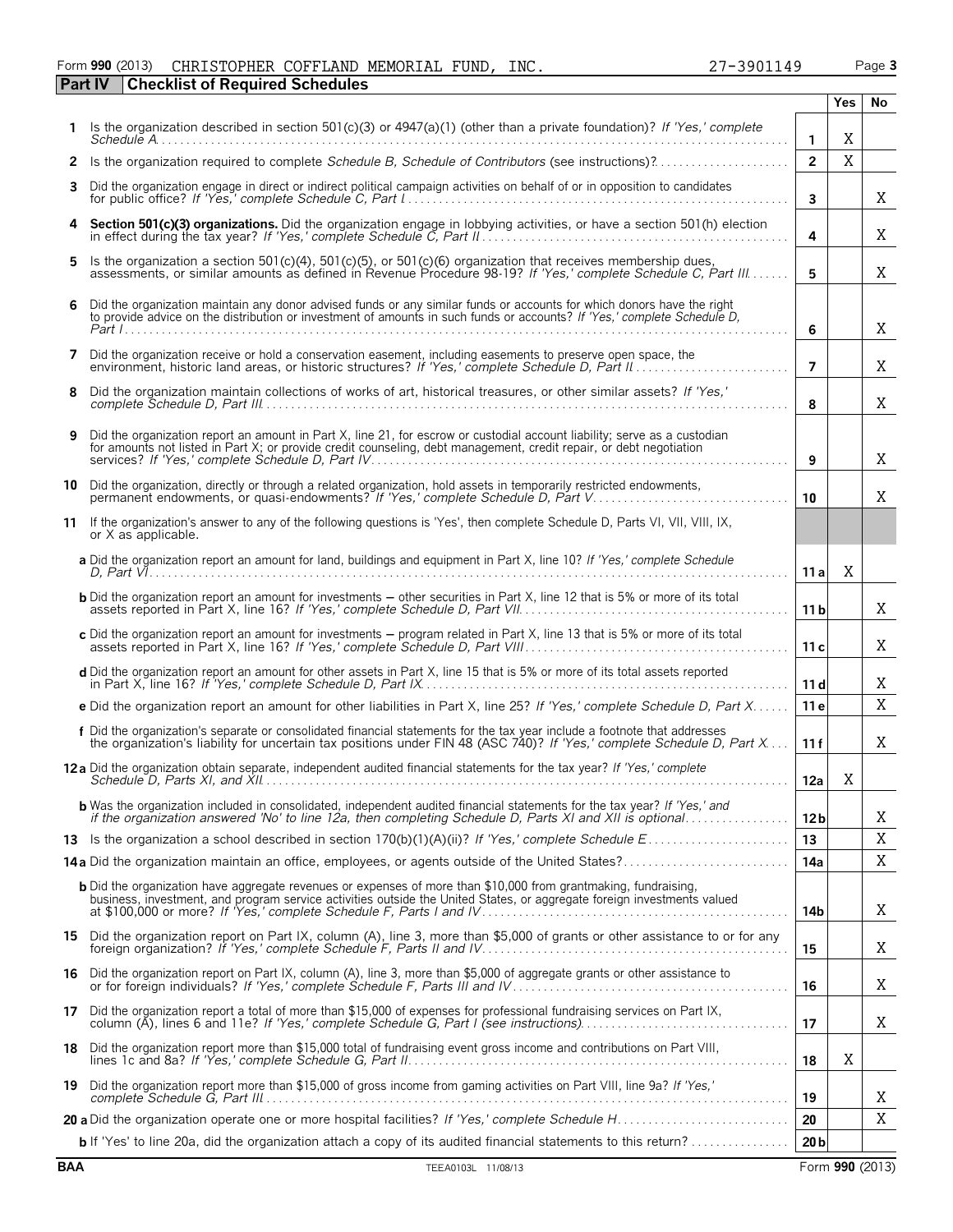Form **990** (2013) CHRISTOPHER COFFLAND MEMORIAL FUND, INC. 27-3901149 Page **3**

## Part IV Checklist of Required Schedules

| | | | Yes | No |
|---|---|---|---|---|
| **1** | Is the organization described in section 501(c)(3) or 4947(a)(1) (other than a private foundation)? *If 'Yes,' complete Schedule A* | **1** | X | |
| **2** | Is the organization required to complete *Schedule B, Schedule of Contributors* (see instructions)? | **2** | X | |
| **3** | Did the organization engage in direct or indirect political campaign activities on behalf of or in opposition to candidates for public office? *If 'Yes,' complete Schedule C, Part I* | **3** | | X |
| **4** | **Section 501(c)(3) organizations.** Did the organization engage in lobbying activities, or have a section 501(h) election in effect during the tax year? *If 'Yes,' complete Schedule C, Part II* | **4** | | X |
| **5** | Is the organization a section 501(c)(4), 501(c)(5), or 501(c)(6) organization that receives membership dues, assessments, or similar amounts as defined in Revenue Procedure 98-19? *If 'Yes,' complete Schedule C, Part III* | **5** | | X |
| **6** | Did the organization maintain any donor advised funds or any similar funds or accounts for which donors have the right to provide advice on the distribution or investment of amounts in such funds or accounts? *If 'Yes,' complete Schedule D, Part I* | **6** | | X |
| **7** | Did the organization receive or hold a conservation easement, including easements to preserve open space, the environment, historic land areas, or historic structures? *If 'Yes,' complete Schedule D, Part II* | **7** | | X |
| **8** | Did the organization maintain collections of works of art, historical treasures, or other similar assets? *If 'Yes,' complete Schedule D, Part III* | **8** | | X |
| **9** | Did the organization report an amount in Part X, line 21, for escrow or custodial account liability; serve as a custodian for amounts not listed in Part X; or provide credit counseling, debt management, credit repair, or debt negotiation services? *If 'Yes,' complete Schedule D, Part IV* | **9** | | X |
| **10** | Did the organization, directly or through a related organization, hold assets in temporarily restricted endowments, permanent endowments, or quasi-endowments? *If 'Yes,' complete Schedule D, Part V* | **10** | | X |
| **11** | If the organization's answer to any of the following questions is 'Yes', then complete Schedule D, Parts VI, VII, VIII, IX, or X as applicable. | | | |
| | **a** Did the organization report an amount for land, buildings and equipment in Part X, line 10? *If 'Yes,' complete Schedule D, Part VI* | **11 a** | X | |
| | **b** Did the organization report an amount for investments – other securities in Part X, line 12 that is 5% or more of its total assets reported in Part X, line 16? *If 'Yes,' complete Schedule D, Part VII* | **11 b** | | X |
| | **c** Did the organization report an amount for investments – program related in Part X, line 13 that is 5% or more of its total assets reported in Part X, line 16? *If 'Yes,' complete Schedule D, Part VIII* | **11 c** | | X |
| | **d** Did the organization report an amount for other assets in Part X, line 15 that is 5% or more of its total assets reported in Part X, line 16? *If 'Yes,' complete Schedule D, Part IX* | **11 d** | | X |
| | **e** Did the organization report an amount for other liabilities in Part X, line 25? *If 'Yes,' complete Schedule D, Part X* | **11 e** | | X |
| | **f** Did the organization's separate or consolidated financial statements for the tax year include a footnote that addresses the organization's liability for uncertain tax positions under FIN 48 (ASC 740)? *If 'Yes,' complete Schedule D, Part X* | **11 f** | | X |
| **12 a** | Did the organization obtain separate, independent audited financial statements for the tax year? *If 'Yes,' complete Schedule D, Parts XI, and XII* | **12a** | X | |
| | **b** Was the organization included in consolidated, independent audited financial statements for the tax year? *If 'Yes,' and if the organization answered 'No' to line 12a, then completing Schedule D, Parts XI and XII is optional* | **12 b** | | X |
| **13** | Is the organization a school described in section 170(b)(1)(A)(ii)? *If 'Yes,' complete Schedule E* | **13** | | X |
| **14 a** | Did the organization maintain an office, employees, or agents outside of the United States? | **14a** | | X |
| | **b** Did the organization have aggregate revenues or expenses of more than $10,000 from grantmaking, fundraising, business, investment, and program service activities outside the United States, or aggregate foreign investments valued at $100,000 or more? *If 'Yes,' complete Schedule F, Parts I and IV* | **14b** | | X |
| **15** | Did the organization report on Part IX, column (A), line 3, more than $5,000 of grants or other assistance to or for any foreign organization? *If 'Yes,' complete Schedule F, Parts II and IV* | **15** | | X |
| **16** | Did the organization report on Part IX, column (A), line 3, more than $5,000 of aggregate grants or other assistance to or for foreign individuals? *If 'Yes,' complete Schedule F, Parts III and IV* | **16** | | X |
| **17** | Did the organization report a total of more than $15,000 of expenses for professional fundraising services on Part IX, column (A), lines 6 and 11e? *If 'Yes,' complete Schedule G, Part I (see instructions)* | **17** | | X |
| **18** | Did the organization report more than $15,000 total of fundraising event gross income and contributions on Part VIII, lines 1c and 8a? *If 'Yes,' complete Schedule G, Part II* | **18** | X | |
| **19** | Did the organization report more than $15,000 of gross income from gaming activities on Part VIII, line 9a? *If 'Yes,' complete Schedule G, Part III* | **19** | | X |
| **20 a** | Did the organization operate one or more hospital facilities? *If 'Yes,' complete Schedule H* | **20** | | X |
| | **b** If 'Yes' to line 20a, did the organization attach a copy of its audited financial statements to this return? | **20 b** | | |

**BAA** TEEA0103L 11/08/13 Form **990** (2013)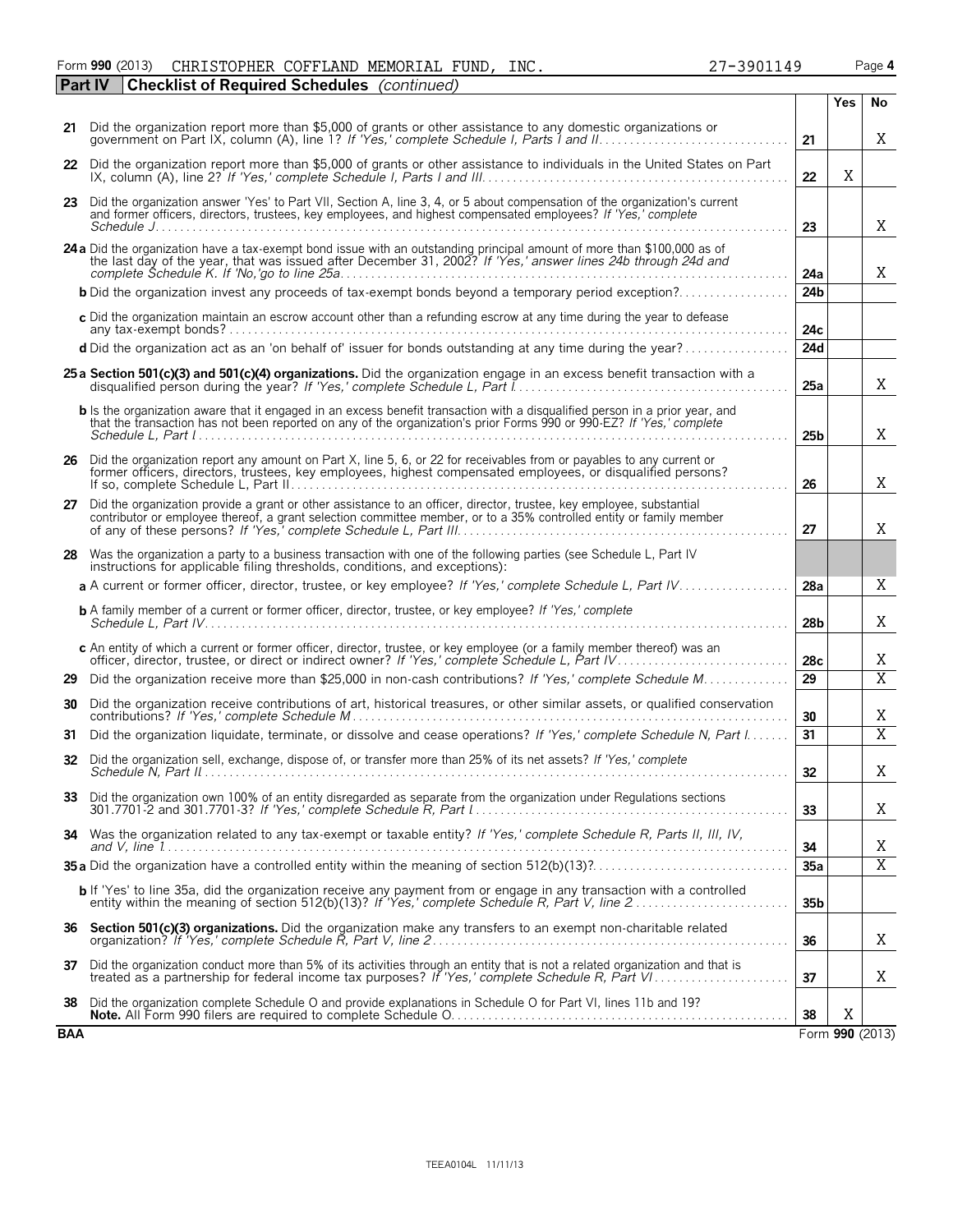Form **990** (2013) CHRISTOPHER COFFLAND MEMORIAL FUND, INC. 27-3901149 Page **4**

**Part IV Checklist of Required Schedules** *(continued)*

| | | | Yes | No |
|---|---|---|---|---|
| **21** | Did the organization report more than $5,000 of grants or other assistance to any domestic organizations or government on Part IX, column (A), line 1? *If 'Yes,' complete Schedule I, Parts I and II* | 21 | | X |
| **22** | Did the organization report more than $5,000 of grants or other assistance to individuals in the United States on Part IX, column (A), line 2? *If 'Yes,' complete Schedule I, Parts I and III* | 22 | X | |
| **23** | Did the organization answer 'Yes' to Part VII, Section A, line 3, 4, or 5 about compensation of the organization's current and former officers, directors, trustees, key employees, and highest compensated employees? *If 'Yes,' complete Schedule J* | 23 | | X |
| **24 a** | Did the organization have a tax-exempt bond issue with an outstanding principal amount of more than $100,000 as of the last day of the year, that was issued after December 31, 2002? *If 'Yes,' answer lines 24b through 24d and complete Schedule K. If 'No,'go to line 25a* | 24a | | X |
| **b** | Did the organization invest any proceeds of tax-exempt bonds beyond a temporary period exception? | 24b | | |
| **c** | Did the organization maintain an escrow account other than a refunding escrow at any time during the year to defease any tax-exempt bonds? | 24c | | |
| **d** | Did the organization act as an 'on behalf of' issuer for bonds outstanding at any time during the year? | 24d | | |
| **25 a** | **Section 501(c)(3) and 501(c)(4) organizations.** Did the organization engage in an excess benefit transaction with a disqualified person during the year? *If 'Yes,' complete Schedule L, Part I* | 25a | | X |
| **b** | Is the organization aware that it engaged in an excess benefit transaction with a disqualified person in a prior year, and that the transaction has not been reported on any of the organization's prior Forms 990 or 990-EZ? *If 'Yes,' complete Schedule L, Part I* | 25b | | X |
| **26** | Did the organization report any amount on Part X, line 5, 6, or 22 for receivables from or payables to any current or former officers, directors, trustees, key employees, highest compensated employees, or disqualified persons? If so, complete Schedule L, Part II | 26 | | X |
| **27** | Did the organization provide a grant or other assistance to an officer, director, trustee, key employee, substantial contributor or employee thereof, a grant selection committee member, or to a 35% controlled entity or family member of any of these persons? *If 'Yes,' complete Schedule L, Part III* | 27 | | X |
| **28** | Was the organization a party to a business transaction with one of the following parties (see Schedule L, Part IV instructions for applicable filing thresholds, conditions, and exceptions): | | | |
| **a** | A current or former officer, director, trustee, or key employee? *If 'Yes,' complete Schedule L, Part IV* | 28a | | X |
| **b** | A family member of a current or former officer, director, trustee, or key employee? *If 'Yes,' complete Schedule L, Part IV* | 28b | | X |
| **c** | An entity of which a current or former officer, director, trustee, or key employee (or a family member thereof) was an officer, director, trustee, or direct or indirect owner? *If 'Yes,' complete Schedule L, Part IV* | 28c | | X |
| **29** | Did the organization receive more than $25,000 in non-cash contributions? *If 'Yes,' complete Schedule M* | 29 | | X |
| **30** | Did the organization receive contributions of art, historical treasures, or other similar assets, or qualified conservation contributions? *If 'Yes,' complete Schedule M* | 30 | | X |
| **31** | Did the organization liquidate, terminate, or dissolve and cease operations? *If 'Yes,' complete Schedule N, Part I* | 31 | | X |
| **32** | Did the organization sell, exchange, dispose of, or transfer more than 25% of its net assets? *If 'Yes,' complete Schedule N, Part II* | 32 | | X |
| **33** | Did the organization own 100% of an entity disregarded as separate from the organization under Regulations sections 301.7701-2 and 301.7701-3? *If 'Yes,' complete Schedule R, Part I* | 33 | | X |
| **34** | Was the organization related to any tax-exempt or taxable entity? *If 'Yes,' complete Schedule R, Parts II, III, IV, and V, line 1* | 34 | | X |
| **35 a** | Did the organization have a controlled entity within the meaning of section 512(b)(13)? | 35a | | X |
| **b** | If 'Yes' to line 35a, did the organization receive any payment from or engage in any transaction with a controlled entity within the meaning of section 512(b)(13)? *If 'Yes,' complete Schedule R, Part V, line 2* | 35b | | |
| **36** | **Section 501(c)(3) organizations.** Did the organization make any transfers to an exempt non-charitable related organization? *If 'Yes,' complete Schedule R, Part V, line 2* | 36 | | X |
| **37** | Did the organization conduct more than 5% of its activities through an entity that is not a related organization and that is treated as a partnership for federal income tax purposes? *If 'Yes,' complete Schedule R, Part VI* | 37 | | X |
| **38** | Did the organization complete Schedule O and provide explanations in Schedule O for Part VI, lines 11b and 19? **Note.** All Form 990 filers are required to complete Schedule O. | 38 | X | |

**BAA** Form **990** (2013)

TEEA0104L 11/11/13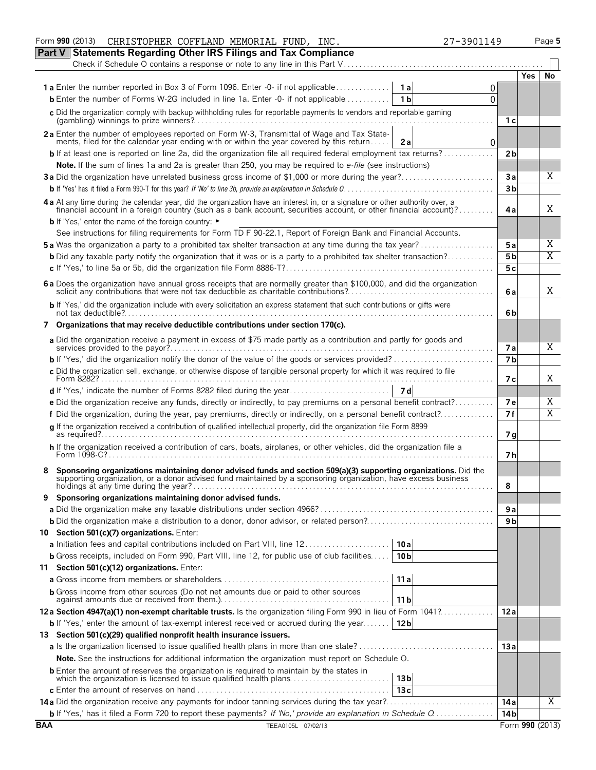Form **990** (2013) CHRISTOPHER COFFLAND MEMORIAL FUND, INC. 27-3901149 Page **5**

## Part V Statements Regarding Other IRS Filings and Tax Compliance

Check if Schedule O contains a response or note to any line in this Part V . . . . . . . . . . . . . . . . . . . . . . . . . . . . . . . . . . . . . . . . . . . . . . . . . . . ☐

| | | | | Yes | No |
|---|---|---|---|---|---|
| **1 a** Enter the number reported in Box 3 of Form 1096. Enter -0- if not applicable | 1 a | 0 | | | |
| **b** Enter the number of Forms W-2G included in line 1a. Enter -0- if not applicable | 1 b | 0 | | | |
| **c** Did the organization comply with backup withholding rules for reportable payments to vendors and reportable gaming (gambling) winnings to prize winners? | | | 1 c | | |
| **2 a** Enter the number of employees reported on Form W-3, Transmittal of Wage and Tax Statements, filed for the calendar year ending with or within the year covered by this return | 2 a | 0 | | | |
| **b** If at least one is reported on line 2a, did the organization file all required federal employment tax returns? | | | 2 b | | |
| **Note.** If the sum of lines 1a and 2a is greater than 250, you may be required to *e-file* (see instructions) | | | | | |
| **3 a** Did the organization have unrelated business gross income of $1,000 or more during the year? | | | 3 a | | X |
| **b** If 'Yes' has it filed a Form 990-T for this year? *If 'No' to line 3b, provide an explanation in Schedule O* | | | 3 b | | |
| **4 a** At any time during the calendar year, did the organization have an interest in, or a signature or other authority over, a financial account in a foreign country (such as a bank account, securities account, or other financial account)? | | | 4 a | | X |
| **b** If 'Yes,' enter the name of the foreign country: ► | | | | | |
| See instructions for filing requirements for Form TD F 90-22.1, Report of Foreign Bank and Financial Accounts. | | | | | |
| **5 a** Was the organization a party to a prohibited tax shelter transaction at any time during the tax year? | | | 5 a | | X |
| **b** Did any taxable party notify the organization that it was or is a party to a prohibited tax shelter transaction? | | | 5 b | | X |
| **c** If 'Yes,' to line 5a or 5b, did the organization file Form 8886-T? | | | 5 c | | |
| **6 a** Does the organization have annual gross receipts that are normally greater than $100,000, and did the organization solicit any contributions that were not tax deductible as charitable contributions? | | | 6 a | | X |
| **b** If 'Yes,' did the organization include with every solicitation an express statement that such contributions or gifts were not tax deductible? | | | 6 b | | |
| **7 Organizations that may receive deductible contributions under section 170(c).** | | | | | |
| **a** Did the organization receive a payment in excess of $75 made partly as a contribution and partly for goods and services provided to the payor? | | | 7 a | | X |
| **b** If 'Yes,' did the organization notify the donor of the value of the goods or services provided? | | | 7 b | | |
| **c** Did the organization sell, exchange, or otherwise dispose of tangible personal property for which it was required to file Form 8282? | | | 7 c | | X |
| **d** If 'Yes,' indicate the number of Forms 8282 filed during the year | 7 d | | | | |
| **e** Did the organization receive any funds, directly or indirectly, to pay premiums on a personal benefit contract? | | | 7 e | | X |
| **f** Did the organization, during the year, pay premiums, directly or indirectly, on a personal benefit contract? | | | 7 f | | X |
| **g** If the organization received a contribution of qualified intellectual property, did the organization file Form 8899 as required? | | | 7 g | | |
| **h** If the organization received a contribution of cars, boats, airplanes, or other vehicles, did the organization file a Form 1098-C? | | | 7 h | | |
| **8 Sponsoring organizations maintaining donor advised funds and section 509(a)(3) supporting organizations.** Did the supporting organization, or a donor advised fund maintained by a sponsoring organization, have excess business holdings at any time during the year? | | | 8 | | |
| **9 Sponsoring organizations maintaining donor advised funds.** | | | | | |
| **a** Did the organization make any taxable distributions under section 4966? | | | 9 a | | |
| **b** Did the organization make a distribution to a donor, donor advisor, or related person? | | | 9 b | | |
| **10 Section 501(c)(7) organizations.** Enter: | | | | | |
| **a** Initiation fees and capital contributions included on Part VIII, line 12 | 10 a | | | | |
| **b** Gross receipts, included on Form 990, Part VIII, line 12, for public use of club facilities | 10 b | | | | |
| **11 Section 501(c)(12) organizations.** Enter: | | | | | |
| **a** Gross income from members or shareholders | 11 a | | | | |
| **b** Gross income from other sources (Do not net amounts due or paid to other sources against amounts due or received from them.) | 11 b | | | | |
| **12 a Section 4947(a)(1) non-exempt charitable trusts.** Is the organization filing Form 990 in lieu of Form 1041? | | | 12 a | | |
| **b** If 'Yes,' enter the amount of tax-exempt interest received or accrued during the year | 12 b | | | | |
| **13 Section 501(c)(29) qualified nonprofit health insurance issuers.** | | | | | |
| **a** Is the organization licensed to issue qualified health plans in more than one state? | | | 13 a | | |
| **Note.** See the instructions for additional information the organization must report on Schedule O. | | | | | |
| **b** Enter the amount of reserves the organization is required to maintain by the states in which the organization is licensed to issue qualified health plans | 13 b | | | | |
| **c** Enter the amount of reserves on hand | 13 c | | | | |
| **14 a** Did the organization receive any payments for indoor tanning services during the tax year? | | | 14 a | | X |
| **b** If 'Yes,' has it filed a Form 720 to report these payments? *If 'No,' provide an explanation in Schedule O* | | | 14 b | | |

**BAA** TEEA0105L 07/02/13 Form **990** (2013)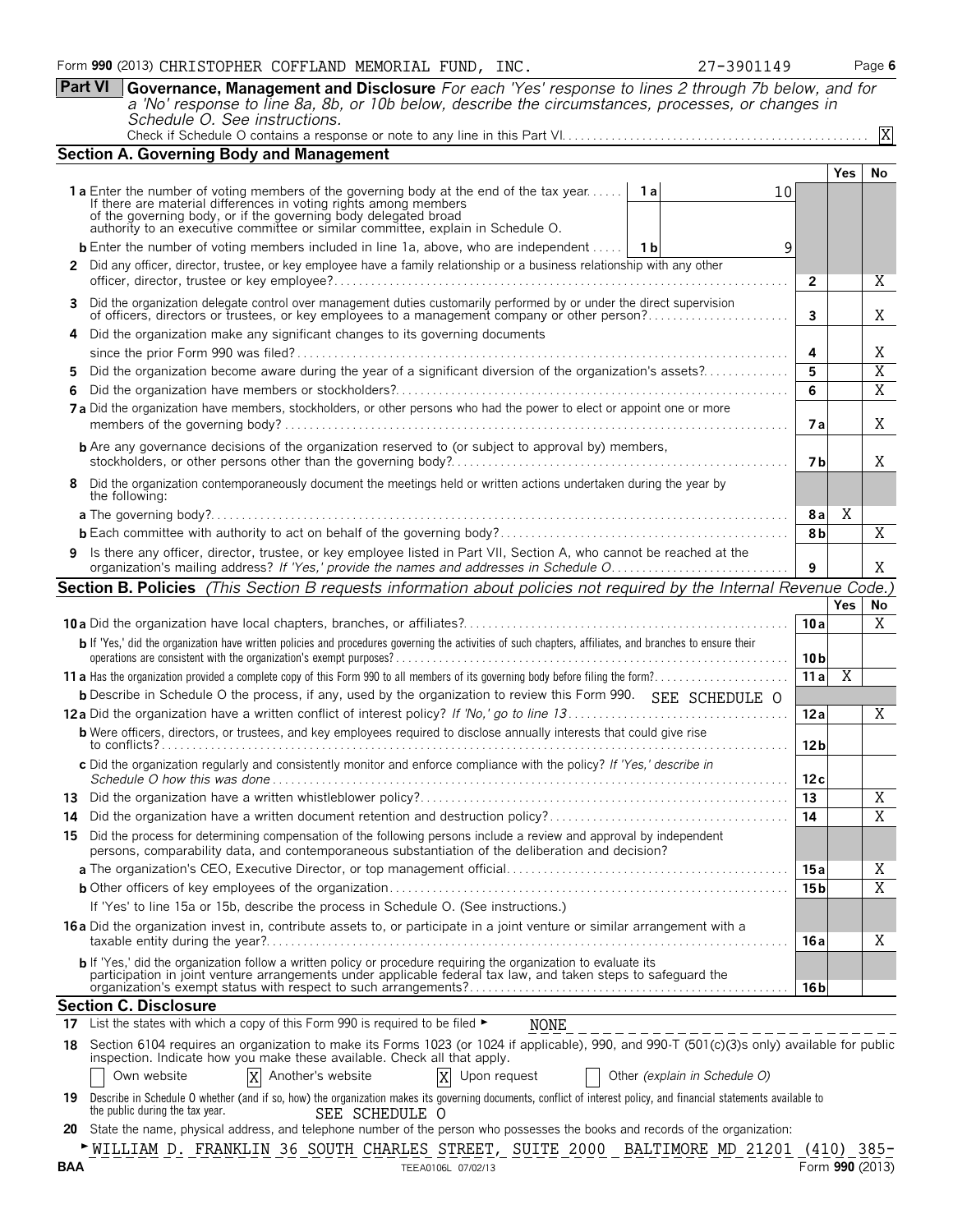Form **990** (2013) CHRISTOPHER COFFLAND MEMORIAL FUND, INC. 27-3901149 Page **6**

**Part VI** **Governance, Management and Disclosure** *For each 'Yes' response to lines 2 through 7b below, and for a 'No' response to line 8a, 8b, or 10b below, describe the circumstances, processes, or changes in Schedule O. See instructions.*

Check if Schedule O contains a response or note to any line in this Part VI. [X]

## Section A. Governing Body and Management

| | | Yes | No |
|---|---|---|---|
| **1a** Enter the number of voting members of the governing body at the end of the tax year. **1a** 10. If there are material differences in voting rights among members of the governing body, or if the governing body delegated broad authority to an executive committee or similar committee, explain in Schedule O. | | | |
| **b** Enter the number of voting members included in line 1a, above, who are independent **1b** 9 | | | |
| **2** Did any officer, director, trustee, or key employee have a family relationship or a business relationship with any other officer, director, trustee or key employee? | 2 | | X |
| **3** Did the organization delegate control over management duties customarily performed by or under the direct supervision of officers, directors or trustees, or key employees to a management company or other person? | 3 | | X |
| **4** Did the organization make any significant changes to its governing documents since the prior Form 990 was filed? | 4 | | X |
| **5** Did the organization become aware during the year of a significant diversion of the organization's assets? | 5 | | X |
| **6** Did the organization have members or stockholders? | 6 | | X |
| **7a** Did the organization have members, stockholders, or other persons who had the power to elect or appoint one or more members of the governing body? | 7a | | X |
| **b** Are any governance decisions of the organization reserved to (or subject to approval by) members, stockholders, or other persons other than the governing body? | 7b | | X |
| **8** Did the organization contemporaneously document the meetings held or written actions undertaken during the year by the following: | | | |
| **a** The governing body? | 8a | X | |
| **b** Each committee with authority to act on behalf of the governing body? | 8b | | X |
| **9** Is there any officer, director, trustee, or key employee listed in Part VII, Section A, who cannot be reached at the organization's mailing address? *If 'Yes,' provide the names and addresses in Schedule O* | 9 | | X |

## Section B. Policies *(This Section B requests information about policies not required by the Internal Revenue Code.)*

| | | Yes | No |
|---|---|---|---|
| **10a** Did the organization have local chapters, branches, or affiliates? | 10a | | X |
| **b** If 'Yes,' did the organization have written policies and procedures governing the activities of such chapters, affiliates, and branches to ensure their operations are consistent with the organization's exempt purposes? | 10b | | |
| **11a** Has the organization provided a complete copy of this Form 990 to all members of its governing body before filing the form? | 11a | X | |
| **b** Describe in Schedule O the process, if any, used by the organization to review this Form 990. SEE SCHEDULE O | | | |
| **12a** Did the organization have a written conflict of interest policy? *If 'No,' go to line 13* | 12a | | X |
| **b** Were officers, directors, or trustees, and key employees required to disclose annually interests that could give rise to conflicts? | 12b | | |
| **c** Did the organization regularly and consistently monitor and enforce compliance with the policy? *If 'Yes,' describe in Schedule O how this was done* | 12c | | |
| **13** Did the organization have a written whistleblower policy? | 13 | | X |
| **14** Did the organization have a written document retention and destruction policy? | 14 | | X |
| **15** Did the process for determining compensation of the following persons include a review and approval by independent persons, comparability data, and contemporaneous substantiation of the deliberation and decision? | | | |
| **a** The organization's CEO, Executive Director, or top management official | 15a | | X |
| **b** Other officers of key employees of the organization | 15b | | X |
| If 'Yes' to line 15a or 15b, describe the process in Schedule O. (See instructions.) | | | |
| **16a** Did the organization invest in, contribute assets to, or participate in a joint venture or similar arrangement with a taxable entity during the year? | 16a | | X |
| **b** If 'Yes,' did the organization follow a written policy or procedure requiring the organization to evaluate its participation in joint venture arrangements under applicable federal tax law, and taken steps to safeguard the organization's exempt status with respect to such arrangements? | 16b | | |

## Section C. Disclosure

**17** List the states with which a copy of this Form 990 is required to be filed ► NONE

**18** Section 6104 requires an organization to make its Forms 1023 (or 1024 if applicable), 990, and 990-T (501(c)(3)s only) available for public inspection. Indicate how you make these available. Check all that apply.

[ ] Own website [X] Another's website [X] Upon request [ ] Other *(explain in Schedule O)*

**19** Describe in Schedule O whether (and if so, how) the organization makes its governing documents, conflict of interest policy, and financial statements available to the public during the tax year. SEE SCHEDULE O

**20** State the name, physical address, and telephone number of the person who possesses the books and records of the organization:

► WILLIAM D. FRANKLIN 36 SOUTH CHARLES STREET, SUITE 2000 BALTIMORE MD 21201 (410) 385-

BAA TEEA0106L 07/02/13 Form **990** (2013)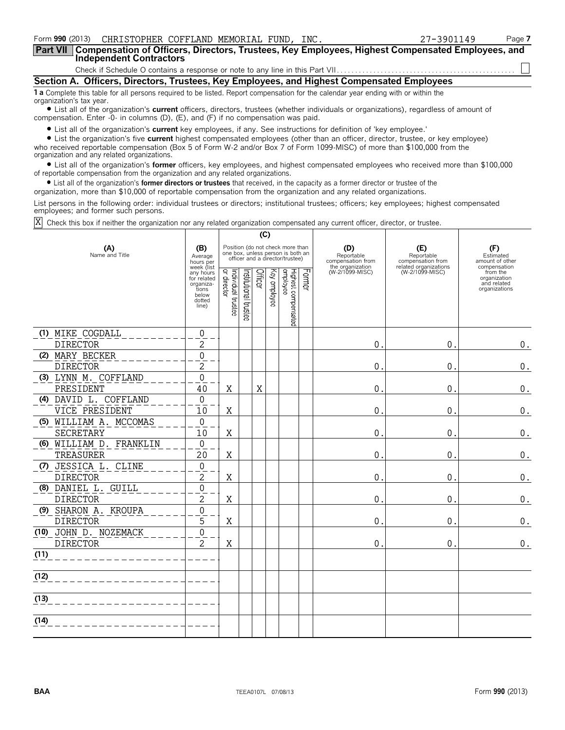Form **990** (2013) CHRISTOPHER COFFLAND MEMORIAL FUND, INC. 27-3901149

## Part VII Compensation of Officers, Directors, Trustees, Key Employees, Highest Compensated Employees, and Independent Contractors

Check if Schedule O contains a response or note to any line in this Part VII. ☐

### Section A. Officers, Directors, Trustees, Key Employees, and Highest Compensated Employees

**1 a** Complete this table for all persons required to be listed. Report compensation for the calendar year ending with or within the organization's tax year.

- List all of the organization's **current** officers, directors, trustees (whether individuals or organizations), regardless of amount of compensation. Enter -0- in columns (D), (E), and (F) if no compensation was paid.
- List all of the organization's **current** key employees, if any. See instructions for definition of 'key employee.'
- List the organization's five **current** highest compensated employees (other than an officer, director, trustee, or key employee) who received reportable compensation (Box 5 of Form W-2 and/or Box 7 of Form 1099-MISC) of more than $100,000 from the organization and any related organizations.
- List all of the organization's **former** officers, key employees, and highest compensated employees who received more than $100,000 of reportable compensation from the organization and any related organizations.
- List all of the organization's **former directors or trustees** that received, in the capacity as a former director or trustee of the organization, more than $10,000 of reportable compensation from the organization and any related organizations.

List persons in the following order: individual trustees or directors; institutional trustees; officers; key employees; highest compensated employees; and former such persons.

☒ Check this box if neither the organization nor any related organization compensated any current officer, director, or trustee.

| (A) Name and Title | (B) Average hours per week (list any hours for related organizations below dotted line) | (C) Position: Individual trustee or director | Institutional trustee | Officer | Key employee | Highest compensated employee | Former | (D) Reportable compensation from the organization (W-2/1099-MISC) | (E) Reportable compensation from related organizations (W-2/1099-MISC) | (F) Estimated amount of other compensation from the organization and related organizations |
|---|---|---|---|---|---|---|---|---|---|---|
| (1) MIKE COGDALL<br>DIRECTOR | 0<br>2 | | | | | | | 0. | 0. | 0. |
| (2) MARY BECKER<br>DIRECTOR | 0<br>2 | | | | | | | 0. | 0. | 0. |
| (3) LYNN M. COFFLAND<br>PRESIDENT | 0<br>40 | X | | X | | | | 0. | 0. | 0. |
| (4) DAVID L. COFFLAND<br>VICE PRESIDENT | 0<br>10 | X | | | | | | 0. | 0. | 0. |
| (5) WILLIAM A. MCCOMAS<br>SECRETARY | 0<br>10 | X | | | | | | 0. | 0. | 0. |
| (6) WILLIAM D. FRANKLIN<br>TREASURER | 0<br>20 | X | | | | | | 0. | 0. | 0. |
| (7) JESSICA L. CLINE<br>DIRECTOR | 0<br>2 | X | | | | | | 0. | 0. | 0. |
| (8) DANIEL L. GUILL<br>DIRECTOR | 0<br>2 | X | | | | | | 0. | 0. | 0. |
| (9) SHARON A. KROUPA<br>DIRECTOR | 0<br>5 | X | | | | | | 0. | 0. | 0. |
| (10) JOHN D. NOZEMACK<br>DIRECTOR | 0<br>2 | X | | | | | | 0. | 0. | 0. |
| (11) | | | | | | | | | | |
| (12) | | | | | | | | | | |
| (13) | | | | | | | | | | |
| (14) | | | | | | | | | | |

BAA TEEA0107L 07/08/13 Form **990** (2013)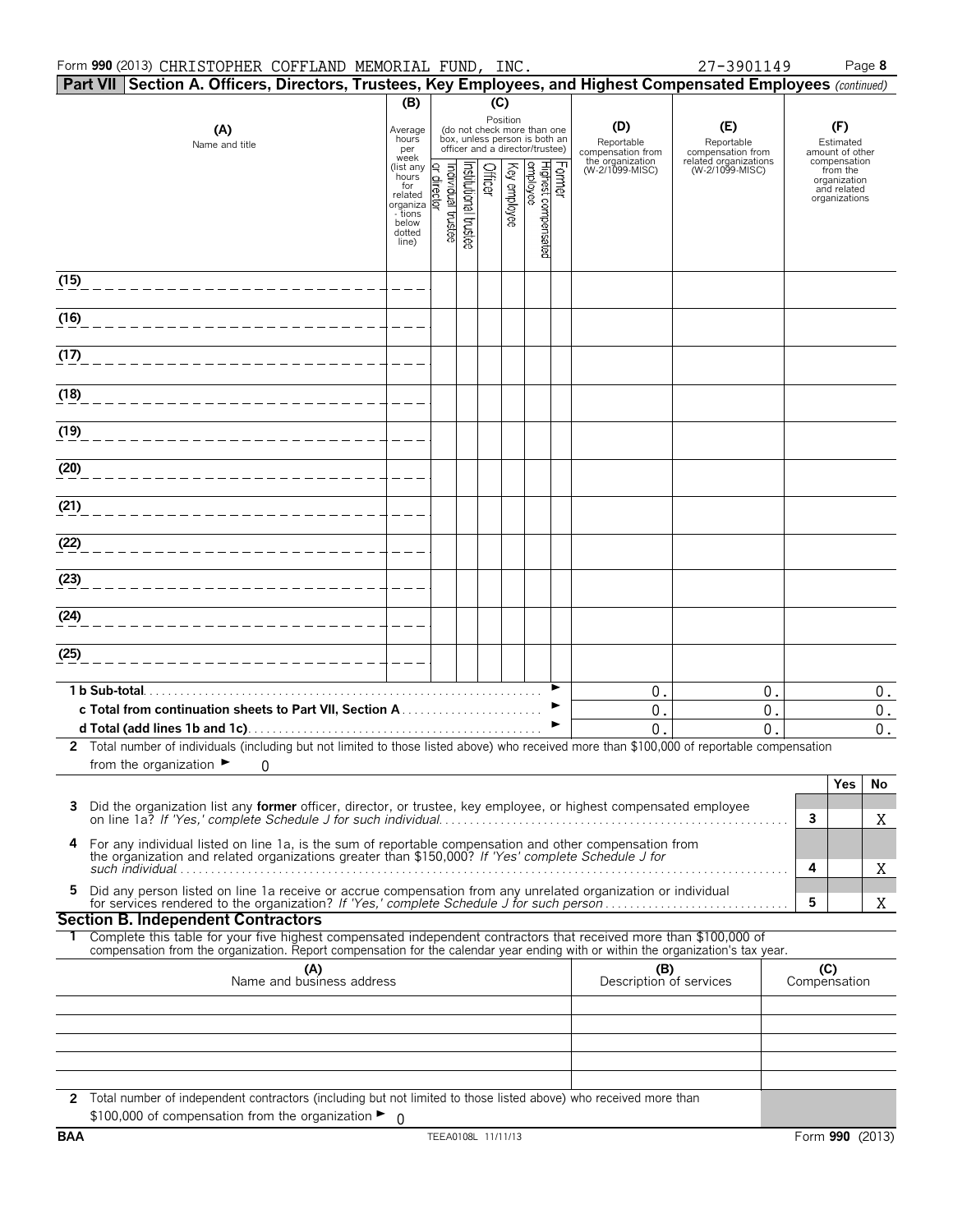Form **990** (2013) CHRISTOPHER COFFLAND MEMORIAL FUND, INC. 27-3901149 Page **8**

## Part VII Section A. Officers, Directors, Trustees, Key Employees, and Highest Compensated Employees *(continued)*

| (A) Name and title | (B) Average hours per week (list any hours for related organizations below dotted line) | (C) Position: Individual trustee or director | Institutional trustee | Officer | Key employee | Highest compensated employee | Former | (D) Reportable compensation from the organization (W-2/1099-MISC) | (E) Reportable compensation from related organizations (W-2/1099-MISC) | (F) Estimated amount of other compensation from the organization and related organizations |
|---|---|---|---|---|---|---|---|---|---|---|
| (15) | | | | | | | | | | |
| (16) | | | | | | | | | | |
| (17) | | | | | | | | | | |
| (18) | | | | | | | | | | |
| (19) | | | | | | | | | | |
| (20) | | | | | | | | | | |
| (21) | | | | | | | | | | |
| (22) | | | | | | | | | | |
| (23) | | | | | | | | | | |
| (24) | | | | | | | | | | |
| (25) | | | | | | | | | | |
| **1 b Sub-total** ► | | | | | | | | 0. | 0. | 0. |
| **c Total from continuation sheets to Part VII, Section A** ► | | | | | | | | 0. | 0. | 0. |
| **d Total (add lines 1b and 1c)** ► | | | | | | | | 0. | 0. | 0. |

**2** Total number of individuals (including but not limited to those listed above) who received more than $100,000 of reportable compensation from the organization ► 0

| | | Yes | No |
|---|---|---|---|
| **3** Did the organization list any **former** officer, director, or trustee, key employee, or highest compensated employee on line 1a? *If 'Yes,' complete Schedule J for such individual* | 3 | | X |
| **4** For any individual listed on line 1a, is the sum of reportable compensation and other compensation from the organization and related organizations greater than $150,000? *If 'Yes' complete Schedule J for such individual* | 4 | | X |
| **5** Did any person listed on line 1a receive or accrue compensation from any unrelated organization or individual for services rendered to the organization? *If 'Yes,' complete Schedule J for such person* | 5 | | X |

### Section B. Independent Contractors

**1** Complete this table for your five highest compensated independent contractors that received more than $100,000 of compensation from the organization. Report compensation for the calendar year ending with or within the organization's tax year.

| (A) Name and business address | (B) Description of services | (C) Compensation |
|---|---|---|
| | | |
| | | |
| | | |
| | | |
| | | |

**2** Total number of independent contractors (including but not limited to those listed above) who received more than $100,000 of compensation from the organization ► 0

**BAA** TEEA0108L 11/11/13 Form **990** (2013)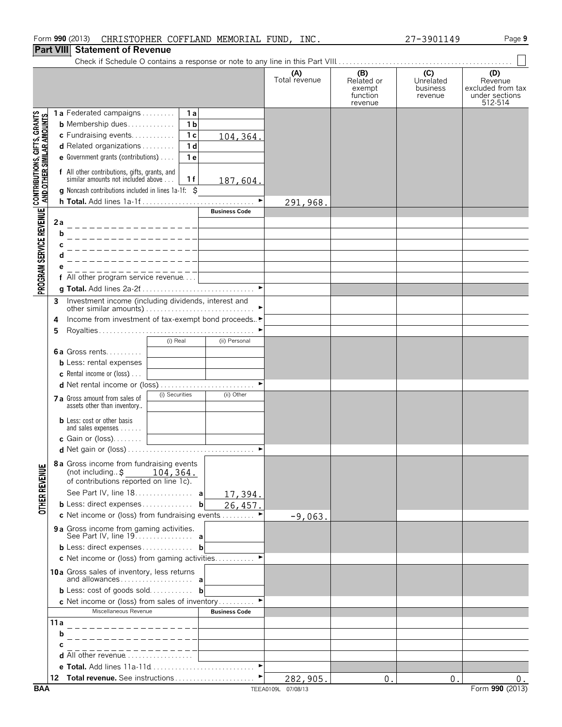Form **990** (2013) CHRISTOPHER COFFLAND MEMORIAL FUND, INC. 27-3901149 Page **9**

## Part VIII Statement of Revenue

Check if Schedule O contains a response or note to any line in this Part VIII . . . . ☐

| | | | | (A) Total revenue | (B) Related or exempt function revenue | (C) Unrelated business revenue | (D) Revenue excluded from tax under sections 512-514 |
|---|---|---|---|---|---|---|---|
| **CONTRIBUTIONS, GIFTS, GRANTS AND OTHER SIMILAR AMOUNTS** | **1a** Federated campaigns | 1a | | | | | |
| | **b** Membership dues | 1b | | | | | |
| | **c** Fundraising events | 1c | 104,364. | | | | |
| | **d** Related organizations | 1d | | | | | |
| | **e** Government grants (contributions) | 1e | | | | | |
| | **f** All other contributions, gifts, grants, and similar amounts not included above | 1f | 187,604. | | | | |
| | **g** Noncash contributions included in lines 1a-1f: $ | | | | | | |
| | **h Total.** Add lines 1a-1f | | ► | 291,968. | | | |
| **PROGRAM SERVICE REVENUE** | | | **Business Code** | | | | |
| | **2a** | | | | | | |
| | **b** | | | | | | |
| | **c** | | | | | | |
| | **d** | | | | | | |
| | **e** | | | | | | |
| | **f** All other program service revenue | | | | | | |
| | **g Total.** Add lines 2a-2f | | ► | | | | |
| | **3** Investment income (including dividends, interest and other similar amounts) | | ► | | | | |
| | **4** Income from investment of tax-exempt bond proceeds | | ► | | | | |
| | **5** Royalties | | ► | | | | |
| | | (i) Real | (ii) Personal | | | | |
| | **6a** Gross rents | | | | | | |
| | **b** Less: rental expenses | | | | | | |
| | **c** Rental income or (loss) | | | | | | |
| | **d** Net rental income or (loss) | | ► | | | | |
| | **7a** Gross amount from sales of assets other than inventory | (i) Securities | (ii) Other | | | | |
| | **b** Less: cost or other basis and sales expenses | | | | | | |
| | **c** Gain or (loss) | | | | | | |
| | **d** Net gain or (loss) | | ► | | | | |
| **OTHER REVENUE** | **8a** Gross income from fundraising events (not including $ 104,364. of contributions reported on line 1c). See Part IV, line 18 | a | 17,394. | | | | |
| | **b** Less: direct expenses | b | 26,457. | | | | |
| | **c** Net income or (loss) from fundraising events | | ► | -9,063. | | | |
| | **9a** Gross income from gaming activities. See Part IV, line 19 | a | | | | | |
| | **b** Less: direct expenses | b | | | | | |
| | **c** Net income or (loss) from gaming activities | | ► | | | | |
| | **10a** Gross sales of inventory, less returns and allowances | a | | | | | |
| | **b** Less: cost of goods sold | b | | | | | |
| | **c** Net income or (loss) from sales of inventory | | ► | | | | |
| | Miscellaneous Revenue | | **Business Code** | | | | |
| | **11a** | | | | | | |
| | **b** | | | | | | |
| | **c** | | | | | | |
| | **d** All other revenue | | | | | | |
| | **e Total.** Add lines 11a-11d | | ► | | | | |
| | **12 Total revenue.** See instructions | | ► | 282,905. | 0. | 0. | 0. |

BAA TEEA0109L 07/08/13 Form **990** (2013)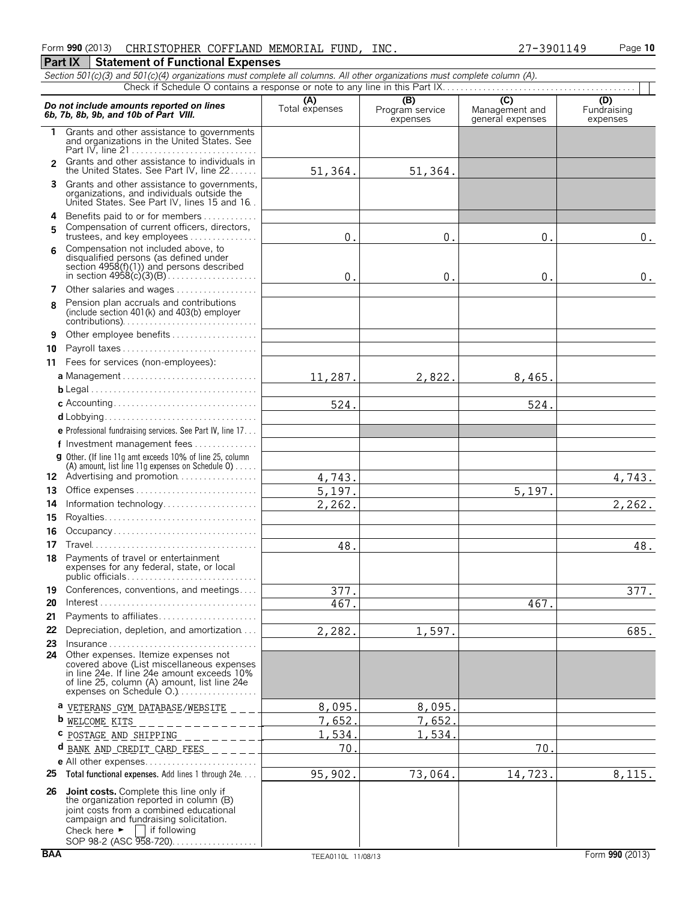Form **990** (2013) CHRISTOPHER COFFLAND MEMORIAL FUND, INC. 27-3901149

## Part IX Statement of Functional Expenses

*Section 501(c)(3) and 501(c)(4) organizations must complete all columns. All other organizations must complete column (A).*

Check if Schedule O contains a response or note to any line in this Part IX . . . . . . . . . . [ ]

| *Do not include amounts reported on lines 6b, 7b, 8b, 9b, and 10b of Part VIII.* | (A) Total expenses | (B) Program service expenses | (C) Management and general expenses | (D) Fundraising expenses |
|---|---|---|---|---|
| **1** Grants and other assistance to governments and organizations in the United States. See Part IV, line 21 | | | | |
| **2** Grants and other assistance to individuals in the United States. See Part IV, line 22 | 51,364. | 51,364. | | |
| **3** Grants and other assistance to governments, organizations, and individuals outside the United States. See Part IV, lines 15 and 16 | | | | |
| **4** Benefits paid to or for members | | | | |
| **5** Compensation of current officers, directors, trustees, and key employees | 0. | 0. | 0. | 0. |
| **6** Compensation not included above, to disqualified persons (as defined under section 4958(f)(1)) and persons described in section 4958(c)(3)(B) | 0. | 0. | 0. | 0. |
| **7** Other salaries and wages | | | | |
| **8** Pension plan accruals and contributions (include section 401(k) and 403(b) employer contributions) | | | | |
| **9** Other employee benefits | | | | |
| **10** Payroll taxes | | | | |
| **11** Fees for services (non-employees): | | | | |
| **a** Management | 11,287. | 2,822. | 8,465. | |
| **b** Legal | | | | |
| **c** Accounting | 524. | | 524. | |
| **d** Lobbying | | | | |
| **e** Professional fundraising services. See Part IV, line 17 | | | | |
| **f** Investment management fees | | | | |
| **g** Other. (If line 11g amt exceeds 10% of line 25, column (A) amount, list line 11g expenses on Schedule O) | | | | |
| **12** Advertising and promotion | 4,743. | | | 4,743. |
| **13** Office expenses | 5,197. | | 5,197. | |
| **14** Information technology | 2,262. | | | 2,262. |
| **15** Royalties | | | | |
| **16** Occupancy | | | | |
| **17** Travel | 48. | | | 48. |
| **18** Payments of travel or entertainment expenses for any federal, state, or local public officials | | | | |
| **19** Conferences, conventions, and meetings | 377. | | | 377. |
| **20** Interest | 467. | | 467. | |
| **21** Payments to affiliates | | | | |
| **22** Depreciation, depletion, and amortization | 2,282. | 1,597. | | 685. |
| **23** Insurance | | | | |
| **24** Other expenses. Itemize expenses not covered above (List miscellaneous expenses in line 24e. If line 24e amount exceeds 10% of line 25, column (A) amount, list line 24e expenses on Schedule O.) | | | | |
| **a** VETERANS GYM DATABASE/WEBSITE | 8,095. | 8,095. | | |
| **b** WELCOME KITS | 7,652. | 7,652. | | |
| **c** POSTAGE AND SHIPPING | 1,534. | 1,534. | | |
| **d** BANK AND CREDIT CARD FEES | 70. | | 70. | |
| **e** All other expenses | | | | |
| **25 Total functional expenses.** Add lines 1 through 24e | 95,902. | 73,064. | 14,723. | 8,115. |
| **26 Joint costs.** Complete this line only if the organization reported in column (B) joint costs from a combined educational campaign and fundraising solicitation. Check here ► [ ] if following SOP 98-2 (ASC 958-720) | | | | |

BAA TEEA0110L 11/08/13 Form **990** (2013)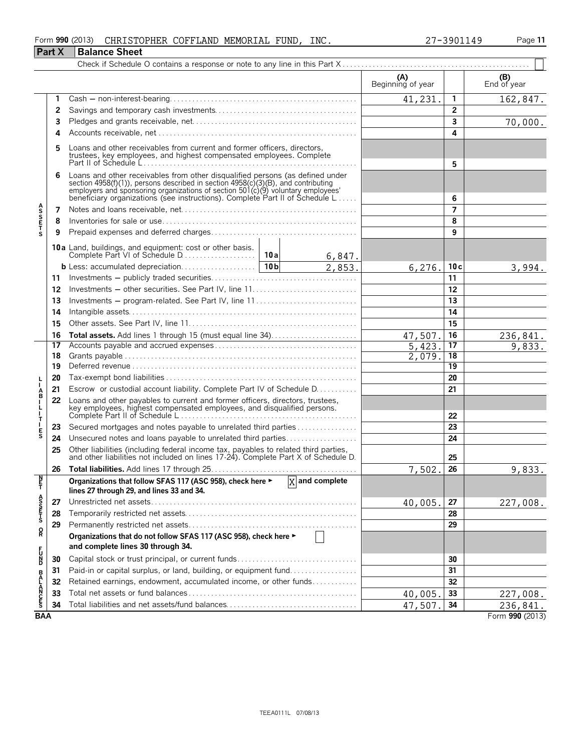Form **990** (2013) CHRISTOPHER COFFLAND MEMORIAL FUND, INC. 27-3901149

## Part X Balance Sheet

Check if Schedule O contains a response or note to any line in this Part X . . . . . . . . . . ☐

| | | | (A) Beginning of year | | (B) End of year |
|---|---|---|---|---|---|
| **Assets** | 1 | Cash – non-interest-bearing | 41,231. | 1 | 162,847. |
| | 2 | Savings and temporary cash investments | | 2 | |
| | 3 | Pledges and grants receivable, net | | 3 | 70,000. |
| | 4 | Accounts receivable, net | | 4 | |
| | 5 | Loans and other receivables from current and former officers, directors, trustees, key employees, and highest compensated employees. Complete Part II of Schedule L | | 5 | |
| | 6 | Loans and other receivables from other disqualified persons (as defined under section 4958(f)(1)), persons described in section 4958(c)(3)(B), and contributing employers and sponsoring organizations of section 501(c)(9) voluntary employees' beneficiary organizations (see instructions). Complete Part II of Schedule L | | 6 | |
| | 7 | Notes and loans receivable, net | | 7 | |
| | 8 | Inventories for sale or use | | 8 | |
| | 9 | Prepaid expenses and deferred charges | | 9 | |
| | 10a | Land, buildings, and equipment: cost or other basis. Complete Part VI of Schedule D . . . 10a 6,847. | | | |
| | b | Less: accumulated depreciation . . . 10b 2,853. | 6,276. | 10c | 3,994. |
| | 11 | Investments – publicly traded securities | | 11 | |
| | 12 | Investments – other securities. See Part IV, line 11 | | 12 | |
| | 13 | Investments – program-related. See Part IV, line 11 | | 13 | |
| | 14 | Intangible assets | | 14 | |
| | 15 | Other assets. See Part IV, line 11 | | 15 | |
| | 16 | **Total assets.** Add lines 1 through 15 (must equal line 34) | 47,507. | 16 | 236,841. |
| **Liabilities** | 17 | Accounts payable and accrued expenses | 5,423. | 17 | 9,833. |
| | 18 | Grants payable | 2,079. | 18 | |
| | 19 | Deferred revenue | | 19 | |
| | 20 | Tax-exempt bond liabilities | | 20 | |
| | 21 | Escrow or custodial account liability. Complete Part IV of Schedule D | | 21 | |
| | 22 | Loans and other payables to current and former officers, directors, trustees, key employees, highest compensated employees, and disqualified persons. Complete Part II of Schedule L | | 22 | |
| | 23 | Secured mortgages and notes payable to unrelated third parties | | 23 | |
| | 24 | Unsecured notes and loans payable to unrelated third parties | | 24 | |
| | 25 | Other liabilities (including federal income tax, payables to related third parties, and other liabilities not included on lines 17-24). Complete Part X of Schedule D | | 25 | |
| | 26 | **Total liabilities.** Add lines 17 through 25 | 7,502. | 26 | 9,833. |
| **Net Assets or Fund Balances** | | **Organizations that follow SFAS 117 (ASC 958), check here ▶ [X] and complete lines 27 through 29, and lines 33 and 34.** | | | |
| | 27 | Unrestricted net assets | 40,005. | 27 | 227,008. |
| | 28 | Temporarily restricted net assets | | 28 | |
| | 29 | Permanently restricted net assets | | 29 | |
| | | **Organizations that do not follow SFAS 117 (ASC 958), check here ▶ [ ] and complete lines 30 through 34.** | | | |
| | 30 | Capital stock or trust principal, or current funds | | 30 | |
| | 31 | Paid-in or capital surplus, or land, building, or equipment fund | | 31 | |
| | 32 | Retained earnings, endowment, accumulated income, or other funds | | 32 | |
| | 33 | Total net assets or fund balances | 40,005. | 33 | 227,008. |
| | 34 | Total liabilities and net assets/fund balances | 47,507. | 34 | 236,841. |

BAA Form **990** (2013)

TEEA0111L 07/08/13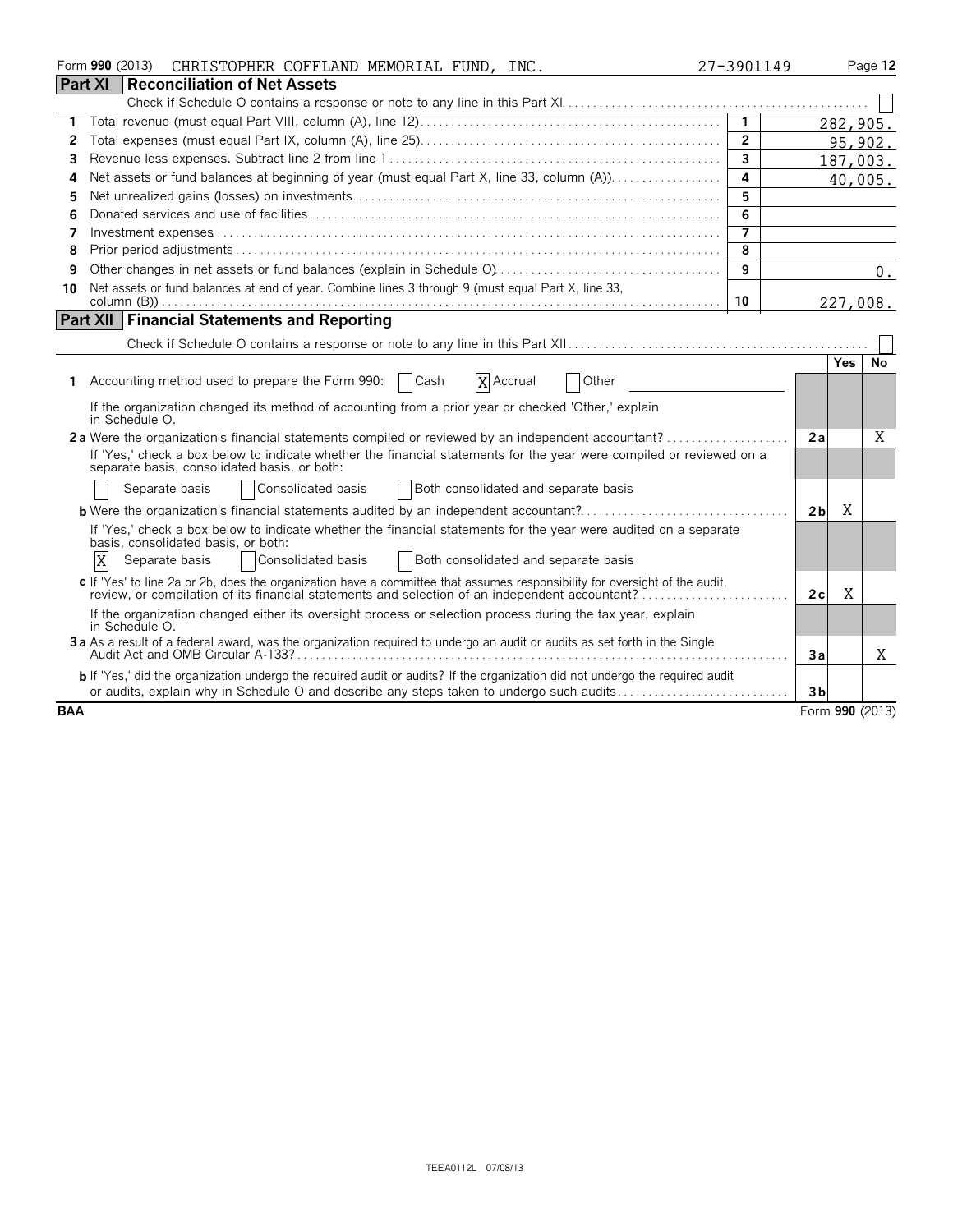Form **990** (2013) CHRISTOPHER COFFLAND MEMORIAL FUND, INC. 27-3901149

## Part XI Reconciliation of Net Assets

Check if Schedule O contains a response or note to any line in this Part XI. ☐

| | | | |
|---|---|---|---|
| 1 | Total revenue (must equal Part VIII, column (A), line 12) | 1 | 282,905. |
| 2 | Total expenses (must equal Part IX, column (A), line 25) | 2 | 95,902. |
| 3 | Revenue less expenses. Subtract line 2 from line 1 | 3 | 187,003. |
| 4 | Net assets or fund balances at beginning of year (must equal Part X, line 33, column (A)) | 4 | 40,005. |
| 5 | Net unrealized gains (losses) on investments | 5 | |
| 6 | Donated services and use of facilities | 6 | |
| 7 | Investment expenses | 7 | |
| 8 | Prior period adjustments | 8 | |
| 9 | Other changes in net assets or fund balances (explain in Schedule O) | 9 | 0. |
| 10 | Net assets or fund balances at end of year. Combine lines 3 through 9 (must equal Part X, line 33, column (B)) | 10 | 227,008. |

## Part XII Financial Statements and Reporting

Check if Schedule O contains a response or note to any line in this Part XII ☐

| | | | Yes | No |
|---|---|---|---|---|
| 1 | Accounting method used to prepare the Form 990: ☐ Cash ☒ Accrual ☐ Other | | | |
| | If the organization changed its method of accounting from a prior year or checked 'Other,' explain in Schedule O. | | | |
| 2a | Were the organization's financial statements compiled or reviewed by an independent accountant? | 2a | | X |
| | If 'Yes,' check a box below to indicate whether the financial statements for the year were compiled or reviewed on a separate basis, consolidated basis, or both: ☐ Separate basis ☐ Consolidated basis ☐ Both consolidated and separate basis | | | |
| b | Were the organization's financial statements audited by an independent accountant? | 2b | X | |
| | If 'Yes,' check a box below to indicate whether the financial statements for the year were audited on a separate basis, consolidated basis, or both: ☒ Separate basis ☐ Consolidated basis ☐ Both consolidated and separate basis | | | |
| c | If 'Yes' to line 2a or 2b, does the organization have a committee that assumes responsibility for oversight of the audit, review, or compilation of its financial statements and selection of an independent accountant? | 2c | X | |
| | If the organization changed either its oversight process or selection process during the tax year, explain in Schedule O. | | | |
| 3a | As a result of a federal award, was the organization required to undergo an audit or audits as set forth in the Single Audit Act and OMB Circular A-133? | 3a | | X |
| b | If 'Yes,' did the organization undergo the required audit or audits? If the organization did not undergo the required audit or audits, explain why in Schedule O and describe any steps taken to undergo such audits | 3b | | |

BAA Form **990** (2013)

TEEA0112L 07/08/13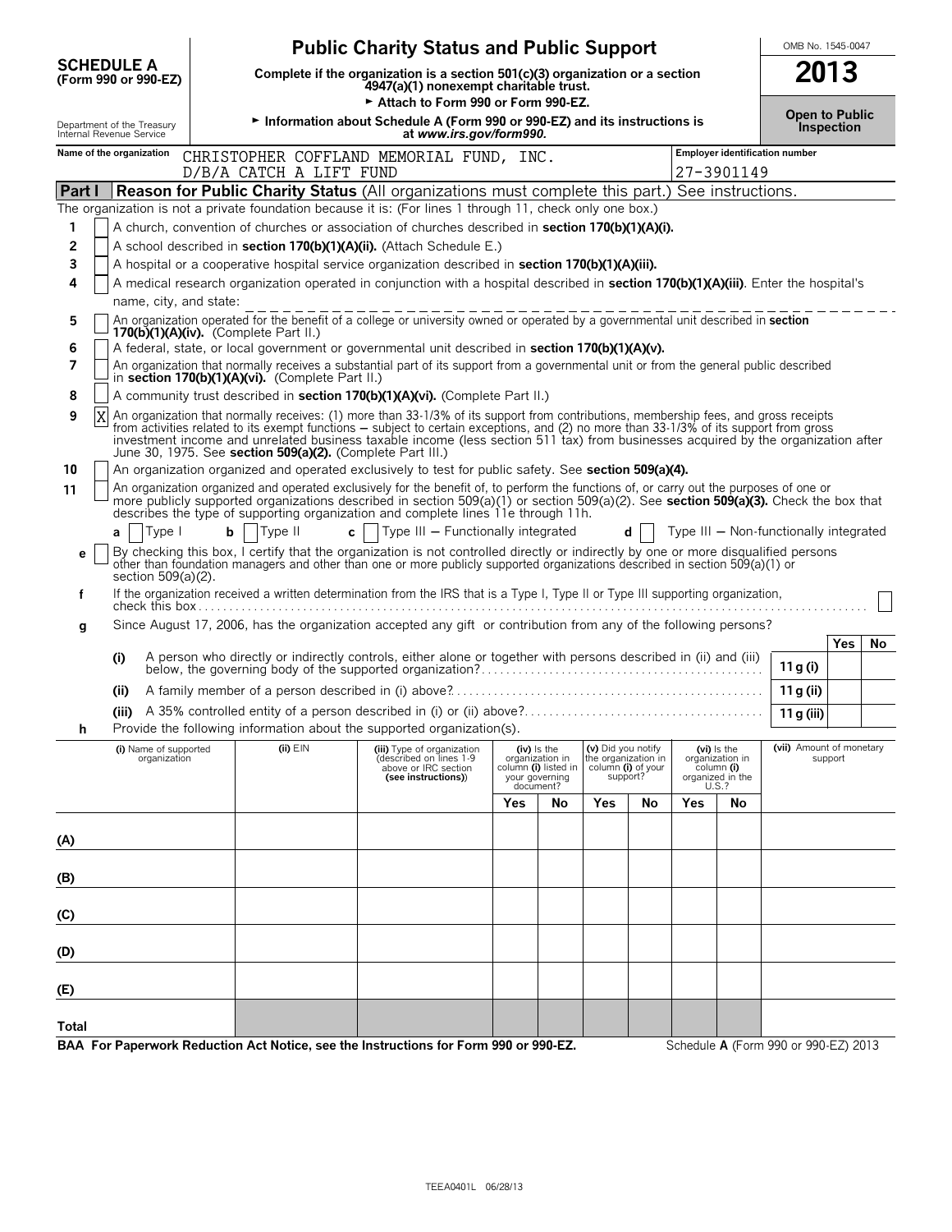# SCHEDULE A (Form 990 or 990-EZ)

## Public Charity Status and Public Support

**Complete if the organization is a section 501(c)(3) organization or a section 4947(a)(1) nonexempt charitable trust.**

► Attach to Form 990 or Form 990-EZ.

► Information about Schedule A (Form 990 or 990-EZ) and its instructions is at *www.irs.gov/form990*.

Department of the Treasury
Internal Revenue Service

OMB No. 1545-0047

**2013**

**Open to Public Inspection**

**Name of the organization** CHRISTOPHER COFFLAND MEMORIAL FUND, INC.
D/B/A CATCH A LIFT FUND

**Employer identification number** 27-3901149

## Part I — Reason for Public Charity Status (All organizations must complete this part.) See instructions.

The organization is not a private foundation because it is: (For lines 1 through 11, check only one box.)

1. [ ] A church, convention of churches or association of churches described in **section 170(b)(1)(A)(i).**
2. [ ] A school described in **section 170(b)(1)(A)(ii).** (Attach Schedule E.)
3. [ ] A hospital or a cooperative hospital service organization described in **section 170(b)(1)(A)(iii).**
4. [ ] A medical research organization operated in conjunction with a hospital described in **section 170(b)(1)(A)(iii)**. Enter the hospital's name, city, and state:
5. [ ] An organization operated for the benefit of a college or university owned or operated by a governmental unit described in **section 170(b)(1)(A)(iv).** (Complete Part II.)
6. [ ] A federal, state, or local government or governmental unit described in **section 170(b)(1)(A)(v).**
7. [ ] An organization that normally receives a substantial part of its support from a governmental unit or from the general public described in **section 170(b)(1)(A)(vi).** (Complete Part II.)
8. [ ] A community trust described in **section 170(b)(1)(A)(vi).** (Complete Part II.)
9. [X] An organization that normally receives: (1) more than 33-1/3% of its support from contributions, membership fees, and gross receipts from activities related to its exempt functions – subject to certain exceptions, and (2) no more than 33-1/3% of its support from gross investment income and unrelated business taxable income (less section 511 tax) from businesses acquired by the organization after June 30, 1975. See **section 509(a)(2).** (Complete Part III.)
10. [ ] An organization organized and operated exclusively to test for public safety. See **section 509(a)(4).**
11. [ ] An organization organized and operated exclusively for the benefit of, to perform the functions of, or carry out the purposes of one or more publicly supported organizations described in section 509(a)(1) or section 509(a)(2). See **section 509(a)(3).** Check the box that describes the type of supporting organization and complete lines 11e through 11h.
   - **a** [ ] Type I  **b** [ ] Type II  **c** [ ] Type III – Functionally integrated  **d** [ ] Type III – Non-functionally integrated
   - **e** [ ] By checking this box, I certify that the organization is not controlled directly or indirectly by one or more disqualified persons other than foundation managers and other than one or more publicly supported organizations described in section 509(a)(1) or section 509(a)(2).
   - **f** If the organization received a written determination from the IRS that is a Type I, Type II or Type III supporting organization, check this box [ ]
   - **g** Since August 17, 2006, has the organization accepted any gift or contribution from any of the following persons?

| | | | Yes | No |
|---|---|---|---|---|
| (i) | A person who directly or indirectly controls, either alone or together with persons described in (ii) and (iii) below, the governing body of the supported organization? | 11 g (i) | | |
| (ii) | A family member of a person described in (i) above? | 11 g (ii) | | |
| (iii) | A 35% controlled entity of a person described in (i) or (ii) above? | 11 g (iii) | | |

   - **h** Provide the following information about the supported organization(s).

| (i) Name of supported organization | (ii) EIN | (iii) Type of organization (described on lines 1-9 above or IRC section (see instructions)) | (iv) Is the organization in column (i) listed in your governing document? Yes | No | (v) Did you notify the organization in column (i) of your support? Yes | No | (vi) Is the organization in column (i) organized in the U.S.? Yes | No | (vii) Amount of monetary support |
|---|---|---|---|---|---|---|---|---|---|
| (A) | | | | | | | | | |
| (B) | | | | | | | | | |
| (C) | | | | | | | | | |
| (D) | | | | | | | | | |
| (E) | | | | | | | | | |
| Total | | | | | | | | | |

**BAA For Paperwork Reduction Act Notice, see the Instructions for Form 990 or 990-EZ.**

Schedule **A** (Form 990 or 990-EZ) 2013

TEEA0401L 06/28/13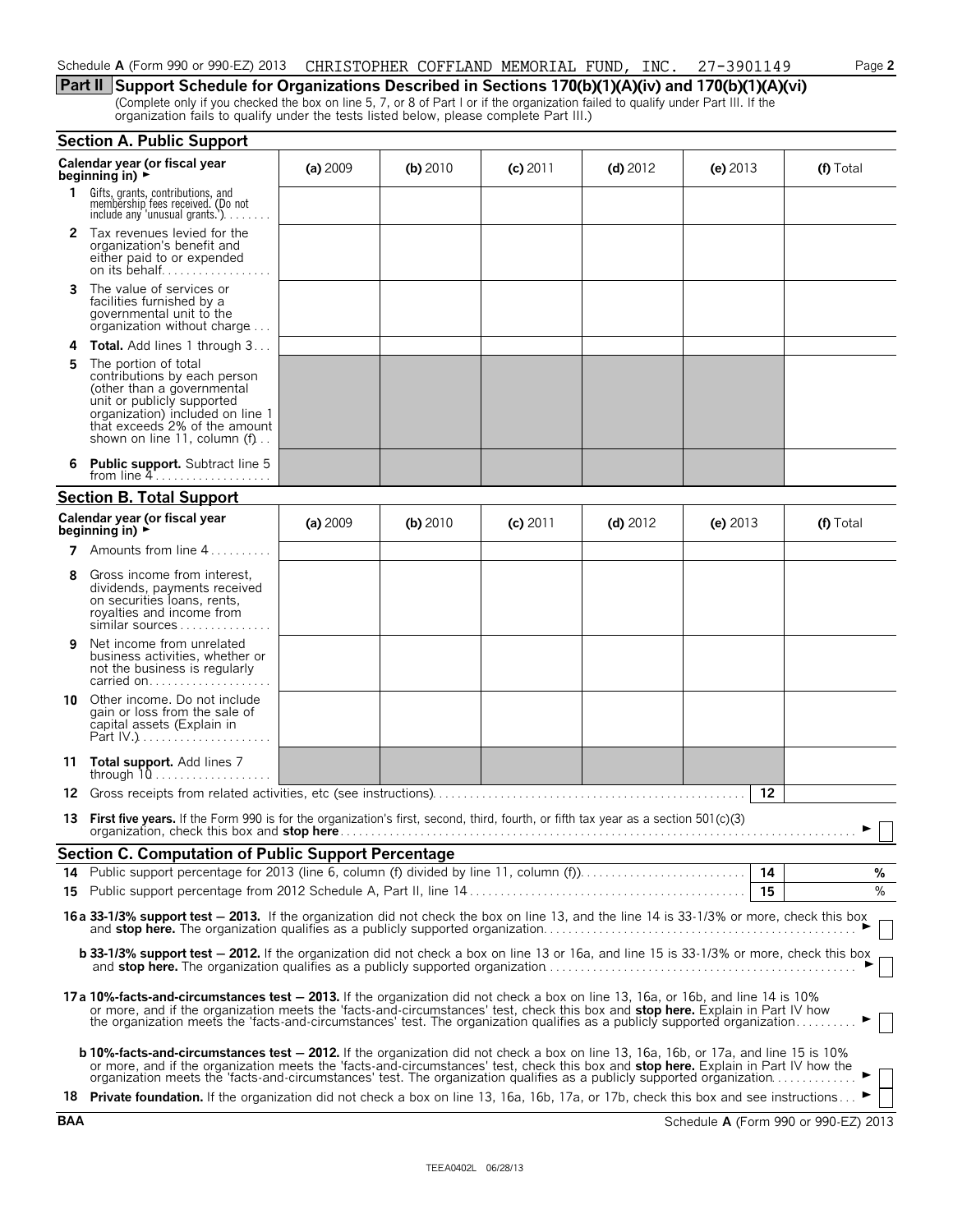Schedule A (Form 990 or 990-EZ) 2013 CHRISTOPHER COFFLAND MEMORIAL FUND, INC. 27-3901149 Page 2

## Part II Support Schedule for Organizations Described in Sections 170(b)(1)(A)(iv) and 170(b)(1)(A)(vi)

(Complete only if you checked the box on line 5, 7, or 8 of Part I or if the organization failed to qualify under Part III. If the organization fails to qualify under the tests listed below, please complete Part III.)

### Section A. Public Support

| Calendar year (or fiscal year beginning in) ► | (a) 2009 | (b) 2010 | (c) 2011 | (d) 2012 | (e) 2013 | (f) Total |
|---|---|---|---|---|---|---|
| 1 Gifts, grants, contributions, and membership fees received. (Do not include any 'unusual grants.') | | | | | | |
| 2 Tax revenues levied for the organization's benefit and either paid to or expended on its behalf | | | | | | |
| 3 The value of services or facilities furnished by a governmental unit to the organization without charge | | | | | | |
| 4 **Total.** Add lines 1 through 3 | | | | | | |
| 5 The portion of total contributions by each person (other than a governmental unit or publicly supported organization) included on line 1 that exceeds 2% of the amount shown on line 11, column (f) | | | | | | |
| 6 **Public support.** Subtract line 5 from line 4 | | | | | | |

### Section B. Total Support

| Calendar year (or fiscal year beginning in) ► | (a) 2009 | (b) 2010 | (c) 2011 | (d) 2012 | (e) 2013 | (f) Total |
|---|---|---|---|---|---|---|
| 7 Amounts from line 4 | | | | | | |
| 8 Gross income from interest, dividends, payments received on securities loans, rents, royalties and income from similar sources | | | | | | |
| 9 Net income from unrelated business activities, whether or not the business is regularly carried on | | | | | | |
| 10 Other income. Do not include gain or loss from the sale of capital assets (Explain in Part IV.) | | | | | | |
| 11 **Total support.** Add lines 7 through 10 | | | | | | |

12 Gross receipts from related activities, etc (see instructions) | 12 |

13 **First five years.** If the Form 990 is for the organization's first, second, third, fourth, or fifth tax year as a section 501(c)(3) organization, check this box and **stop here** ► ☐

### Section C. Computation of Public Support Percentage

14 Public support percentage for 2013 (line 6, column (f) divided by line 11, column (f)) | 14 | %

15 Public support percentage from 2012 Schedule A, Part II, line 14 | 15 | %

**16a 33-1/3% support test — 2013.** If the organization did not check the box on line 13, and the line 14 is 33-1/3% or more, check this box and **stop here.** The organization qualifies as a publicly supported organization ► ☐

**b 33-1/3% support test — 2012.** If the organization did not check a box on line 13 or 16a, and line 15 is 33-1/3% or more, check this box and **stop here.** The organization qualifies as a publicly supported organization ► ☐

**17a 10%-facts-and-circumstances test — 2013.** If the organization did not check a box on line 13, 16a, or 16b, and line 14 is 10% or more, and if the organization meets the 'facts-and-circumstances' test, check this box and **stop here.** Explain in Part IV how the organization meets the 'facts-and-circumstances' test. The organization qualifies as a publicly supported organization ► ☐

**b 10%-facts-and-circumstances test — 2012.** If the organization did not check a box on line 13, 16a, 16b, or 17a, and line 15 is 10% or more, and if the organization meets the 'facts-and-circumstances' test, check this box and **stop here.** Explain in Part IV how the organization meets the 'facts-and-circumstances' test. The organization qualifies as a publicly supported organization ► ☐

18 **Private foundation.** If the organization did not check a box on line 13, 16a, 16b, 17a, or 17b, check this box and see instructions ► ☐

BAA Schedule A (Form 990 or 990-EZ) 2013

TEEA0402L 06/28/13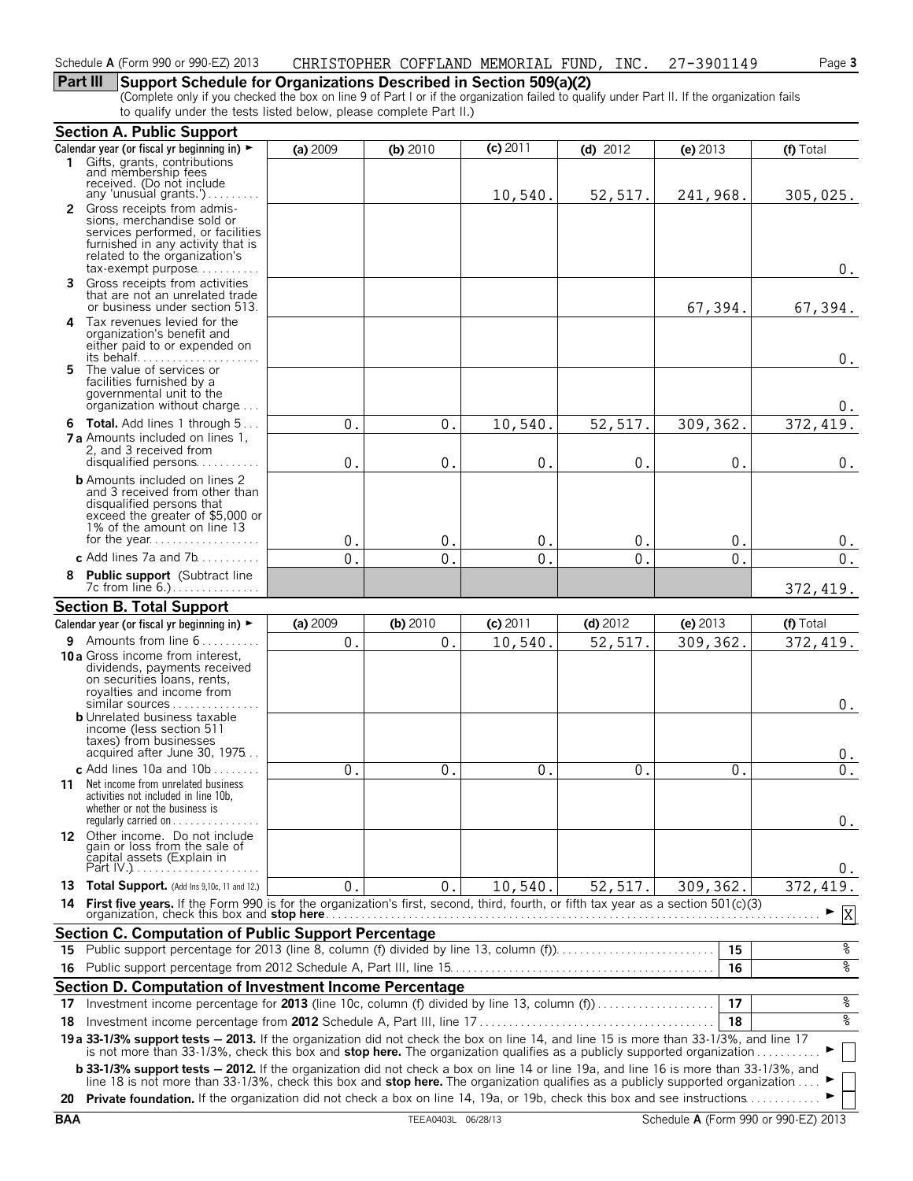Schedule A (Form 990 or 990-EZ) 2013 CHRISTOPHER COFFLAND MEMORIAL FUND, INC. 27-3901149

**Part III Support Schedule for Organizations Described in Section 509(a)(2)**

(Complete only if you checked the box on line 9 of Part I or if the organization failed to qualify under Part II. If the organization fails to qualify under the tests listed below, please complete Part II.)

## Section A. Public Support

| Calendar year (or fiscal yr beginning in) ► | (a) 2009 | (b) 2010 | (c) 2011 | (d) 2012 | (e) 2013 | (f) Total |
|---|---|---|---|---|---|---|
| 1 Gifts, grants, contributions and membership fees received. (Do not include any 'unusual grants.') | | | 10,540. | 52,517. | 241,968. | 305,025. |
| 2 Gross receipts from admissions, merchandise sold or services performed, or facilities furnished in any activity that is related to the organization's tax-exempt purpose | | | | | | 0. |
| 3 Gross receipts from activities that are not an unrelated trade or business under section 513 | | | | | 67,394. | 67,394. |
| 4 Tax revenues levied for the organization's benefit and either paid to or expended on its behalf | | | | | | 0. |
| 5 The value of services or facilities furnished by a governmental unit to the organization without charge | | | | | | 0. |
| 6 **Total.** Add lines 1 through 5 | 0. | 0. | 10,540. | 52,517. | 309,362. | 372,419. |
| 7a Amounts included on lines 1, 2, and 3 received from disqualified persons | 0. | 0. | 0. | 0. | 0. | 0. |
| b Amounts included on lines 2 and 3 received from other than disqualified persons that exceed the greater of $5,000 or 1% of the amount on line 13 for the year | 0. | 0. | 0. | 0. | 0. | 0. |
| c Add lines 7a and 7b | 0. | 0. | 0. | 0. | 0. | 0. |
| 8 **Public support** (Subtract line 7c from line 6.) | | | | | | 372,419. |

## Section B. Total Support

| Calendar year (or fiscal yr beginning in) ► | (a) 2009 | (b) 2010 | (c) 2011 | (d) 2012 | (e) 2013 | (f) Total |
|---|---|---|---|---|---|---|
| 9 Amounts from line 6 | 0. | 0. | 10,540. | 52,517. | 309,362. | 372,419. |
| 10a Gross income from interest, dividends, payments received on securities loans, rents, royalties and income from similar sources | | | | | | 0. |
| b Unrelated business taxable income (less section 511 taxes) from businesses acquired after June 30, 1975 | | | | | | 0. |
| c Add lines 10a and 10b | 0. | 0. | 0. | 0. | 0. | 0. |
| 11 Net income from unrelated business activities not included in line 10b, whether or not the business is regularly carried on | | | | | | 0. |
| 12 Other income. Do not include gain or loss from the sale of capital assets (Explain in Part IV.) | | | | | | 0. |
| 13 **Total Support.** (Add lns 9,10c, 11 and 12.) | 0. | 0. | 10,540. | 52,517. | 309,362. | 372,419. |

**14 First five years.** If the Form 990 is for the organization's first, second, third, fourth, or fifth tax year as a section 501(c)(3) organization, check this box and **stop here** ► X

## Section C. Computation of Public Support Percentage

| | | | |
|---|---|---|---|
| 15 | Public support percentage for 2013 (line 8, column (f) divided by line 13, column (f)) | 15 | % |
| 16 | Public support percentage from 2012 Schedule A, Part III, line 15 | 16 | % |

## Section D. Computation of Investment Income Percentage

| | | | |
|---|---|---|---|
| 17 | Investment income percentage for **2013** (line 10c, column (f) divided by line 13, column (f)) | 17 | % |
| 18 | Investment income percentage from **2012** Schedule A, Part III, line 17 | 18 | % |

**19a 33-1/3% support tests — 2013.** If the organization did not check the box on line 14, and line 15 is more than 33-1/3%, and line 17 is not more than 33-1/3%, check this box and **stop here.** The organization qualifies as a publicly supported organization ► ☐

**b 33-1/3% support tests — 2012.** If the organization did not check a box on line 14 or line 19a, and line 16 is more than 33-1/3%, and line 18 is not more than 33-1/3%, check this box and **stop here.** The organization qualifies as a publicly supported organization ► ☐

**20 Private foundation.** If the organization did not check a box on line 14, 19a, or 19b, check this box and see instructions ► ☐

BAA TEEA0403L 06/28/13 Schedule A (Form 990 or 990-EZ) 2013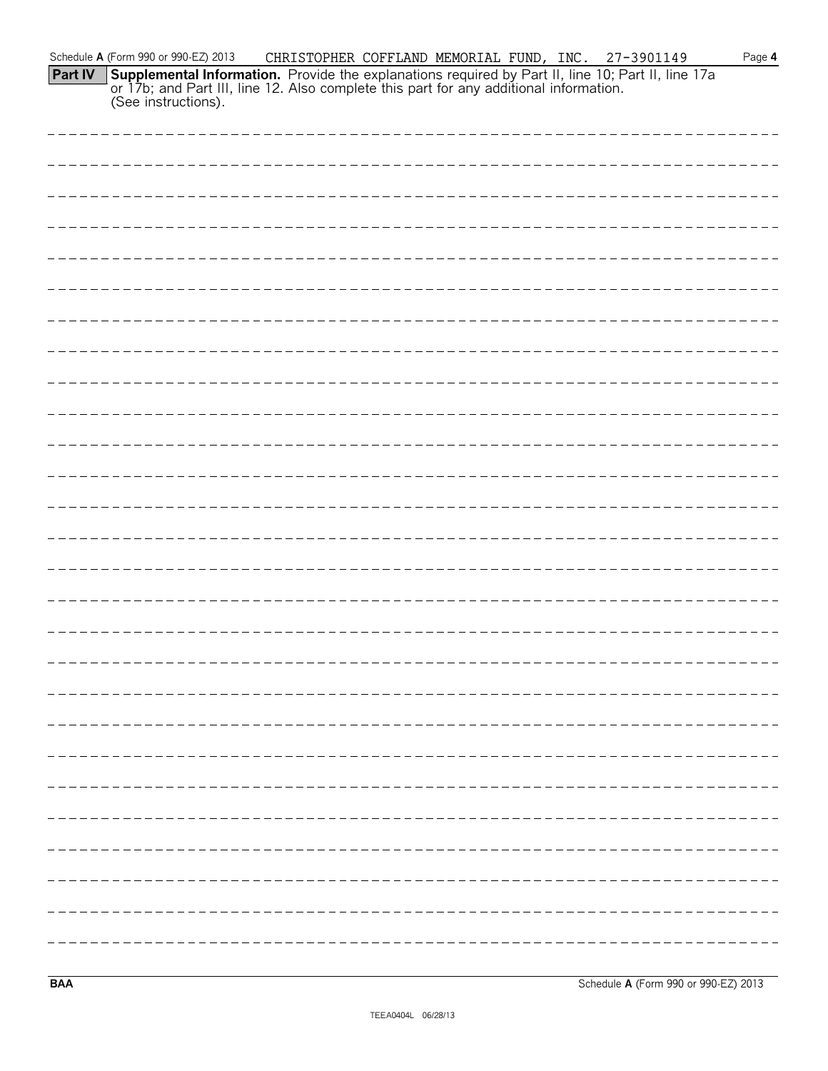Schedule **A** (Form 990 or 990-EZ) 2013 CHRISTOPHER COFFLAND MEMORIAL FUND, INC. 27-3901149 Page **4**

**Part IV** **Supplemental Information.** Provide the explanations required by Part II, line 10; Part II, line 17a or 17b; and Part III, line 12. Also complete this part for any additional information. (See instructions).

**BAA** Schedule **A** (Form 990 or 990-EZ) 2013

TEEA0404L 06/28/13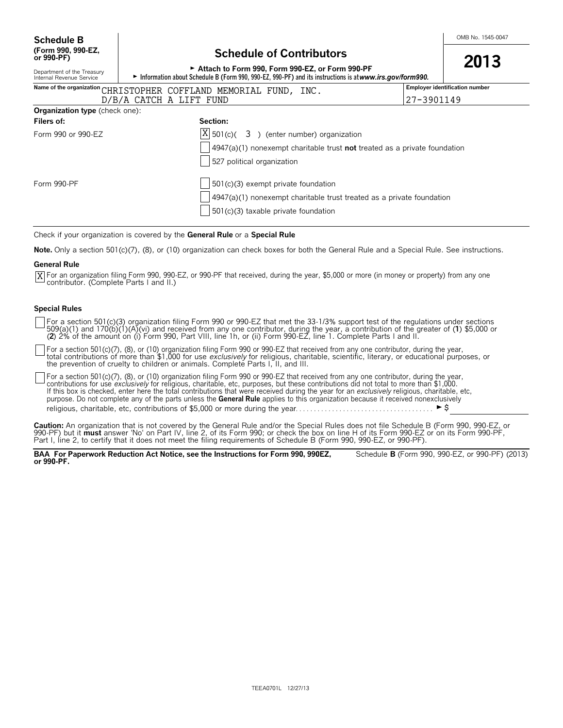**Schedule B (Form 990, 990-EZ, or 990-PF)**

Department of the Treasury
Internal Revenue Service

# Schedule of Contributors

► Attach to Form 990, Form 990-EZ, or Form 990-PF

► Information about Schedule B (Form 990, 990-EZ, 990-PF) and its instructions is at ***www.irs.gov/form990.***

OMB No. 1545-0047

**2013**

| Name of the organization | Employer identification number |
|---|---|
| CHRISTOPHER COFFLAND MEMORIAL FUND, INC. D/B/A CATCH A LIFT FUND | 27-3901149 |

**Organization type** (check one):

| **Filers of:** | **Section:** |
|---|---|
| Form 990 or 990-EZ | [X] 501(c)( 3 ) (enter number) organization |
| | [ ] 4947(a)(1) nonexempt charitable trust **not** treated as a private foundation |
| | [ ] 527 political organization |
| Form 990-PF | [ ] 501(c)(3) exempt private foundation |
| | [ ] 4947(a)(1) nonexempt charitable trust treated as a private foundation |
| | [ ] 501(c)(3) taxable private foundation |

Check if your organization is covered by the **General Rule** or a **Special Rule**

**Note.** Only a section 501(c)(7), (8), or (10) organization can check boxes for both the General Rule and a Special Rule. See instructions.

**General Rule**

[X] For an organization filing Form 990, 990-EZ, or 990-PF that received, during the year, $5,000 or more (in money or property) from any one contributor. (Complete Parts I and II.)

**Special Rules**

[ ] For a section 501(c)(3) organization filing Form 990 or 990-EZ that met the 33-1/3% support test of the regulations under sections 509(a)(1) and 170(b)(1)(A)(vi) and received from any one contributor, during the year, a contribution of the greater of (**1**) $5,000 or (**2**) 2% of the amount on (i) Form 990, Part VIII, line 1h, or (ii) Form 990-EZ, line 1. Complete Parts I and II.

[ ] For a section 501(c)(7), (8), or (10) organization filing Form 990 or 990-EZ that received from any one contributor, during the year, total contributions of more than $1,000 for use *exclusively* for religious, charitable, scientific, literary, or educational purposes, or the prevention of cruelty to children or animals. Complete Parts I, II, and III.

[ ] For a section 501(c)(7), (8), or (10) organization filing Form 990 or 990-EZ that received from any one contributor, during the year, contributions for use *exclusively* for religious, charitable, etc, purposes, but these contributions did not total to more than $1,000. If this box is checked, enter here the total contributions that were received during the year for an *exclusively* religious, charitable, etc, purpose. Do not complete any of the parts unless the **General Rule** applies to this organization because it received nonexclusively religious, charitable, etc, contributions of $5,000 or more during the year. . . . . . . . . . . . . . . . . . . . . . . . . . . . . . . . . . . . . . ► $

**Caution:** An organization that is not covered by the General Rule and/or the Special Rules does not file Schedule B (Form 990, 990-EZ, or 990-PF) but it **must** answer 'No' on Part IV, line 2, of its Form 990; or check the box on line H of its Form 990-EZ or on its Form 990-PF, Part I, line 2, to certify that it does not meet the filing requirements of Schedule B (Form 990, 990-EZ, or 990-PF).

**BAA For Paperwork Reduction Act Notice, see the Instructions for Form 990, 990EZ, or 990-PF.** Schedule **B** (Form 990, 990-EZ, or 990-PF) (2013)

TEEA0701L 12/27/13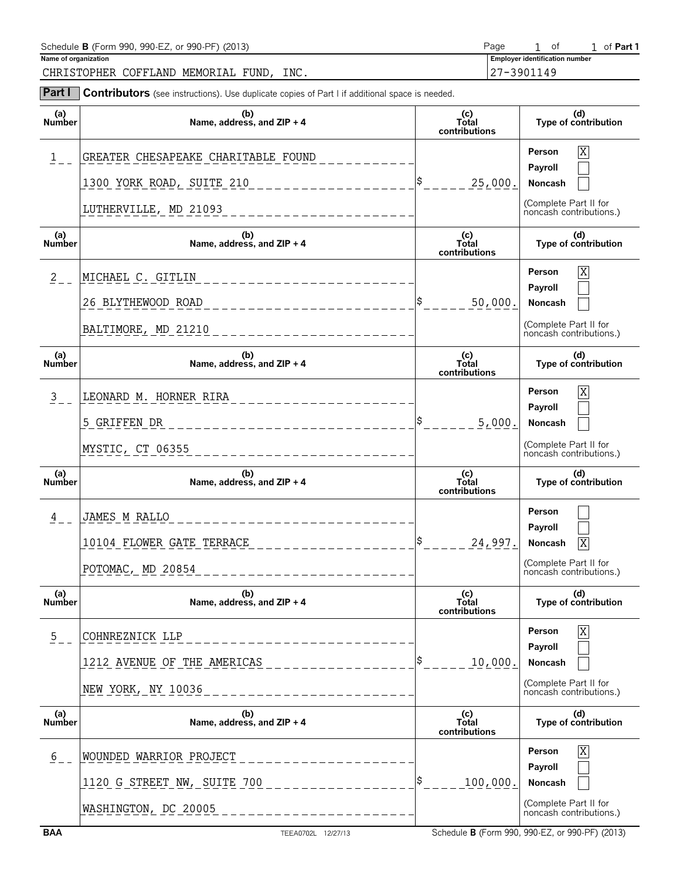Schedule **B** (Form 990, 990-EZ, or 990-PF) (2013) Page 1 of 1 of **Part 1**

**Name of organization**

CHRISTOPHER COFFLAND MEMORIAL FUND, INC.

**Employer identification number**

27-3901149

**Part I** **Contributors** (see instructions). Use duplicate copies of Part I if additional space is needed.

| (a) Number | (b) Name, address, and ZIP + 4 | (c) Total contributions | (d) Type of contribution |
|---|---|---|---|
| 1 | GREATER CHESAPEAKE CHARITABLE FOUND<br>1300 YORK ROAD, SUITE 210<br>LUTHERVILLE, MD 21093 | $ 25,000. | Person [X]<br>Payroll [ ]<br>Noncash [ ]<br>(Complete Part II for noncash contributions.) |
| 2 | MICHAEL C. GITLIN<br>26 BLYTHEWOOD ROAD<br>BALTIMORE, MD 21210 | $ 50,000. | Person [X]<br>Payroll [ ]<br>Noncash [ ]<br>(Complete Part II for noncash contributions.) |
| 3 | LEONARD M. HORNER RIRA<br>5 GRIFFEN DR<br>MYSTIC, CT 06355 | $ 5,000. | Person [X]<br>Payroll [ ]<br>Noncash [ ]<br>(Complete Part II for noncash contributions.) |
| 4 | JAMES M RALLO<br>10104 FLOWER GATE TERRACE<br>POTOMAC, MD 20854 | $ 24,997. | Person [ ]<br>Payroll [ ]<br>Noncash [X]<br>(Complete Part II for noncash contributions.) |
| 5 | COHNREZNICK LLP<br>1212 AVENUE OF THE AMERICAS<br>NEW YORK, NY 10036 | $ 10,000. | Person [X]<br>Payroll [ ]<br>Noncash [ ]<br>(Complete Part II for noncash contributions.) |
| 6 | WOUNDED WARRIOR PROJECT<br>1120 G STREET NW, SUITE 700<br>WASHINGTON, DC 20005 | $ 100,000. | Person [X]<br>Payroll [ ]<br>Noncash [ ]<br>(Complete Part II for noncash contributions.) |

BAA TEEA0702L 12/27/13 Schedule **B** (Form 990, 990-EZ, or 990-PF) (2013)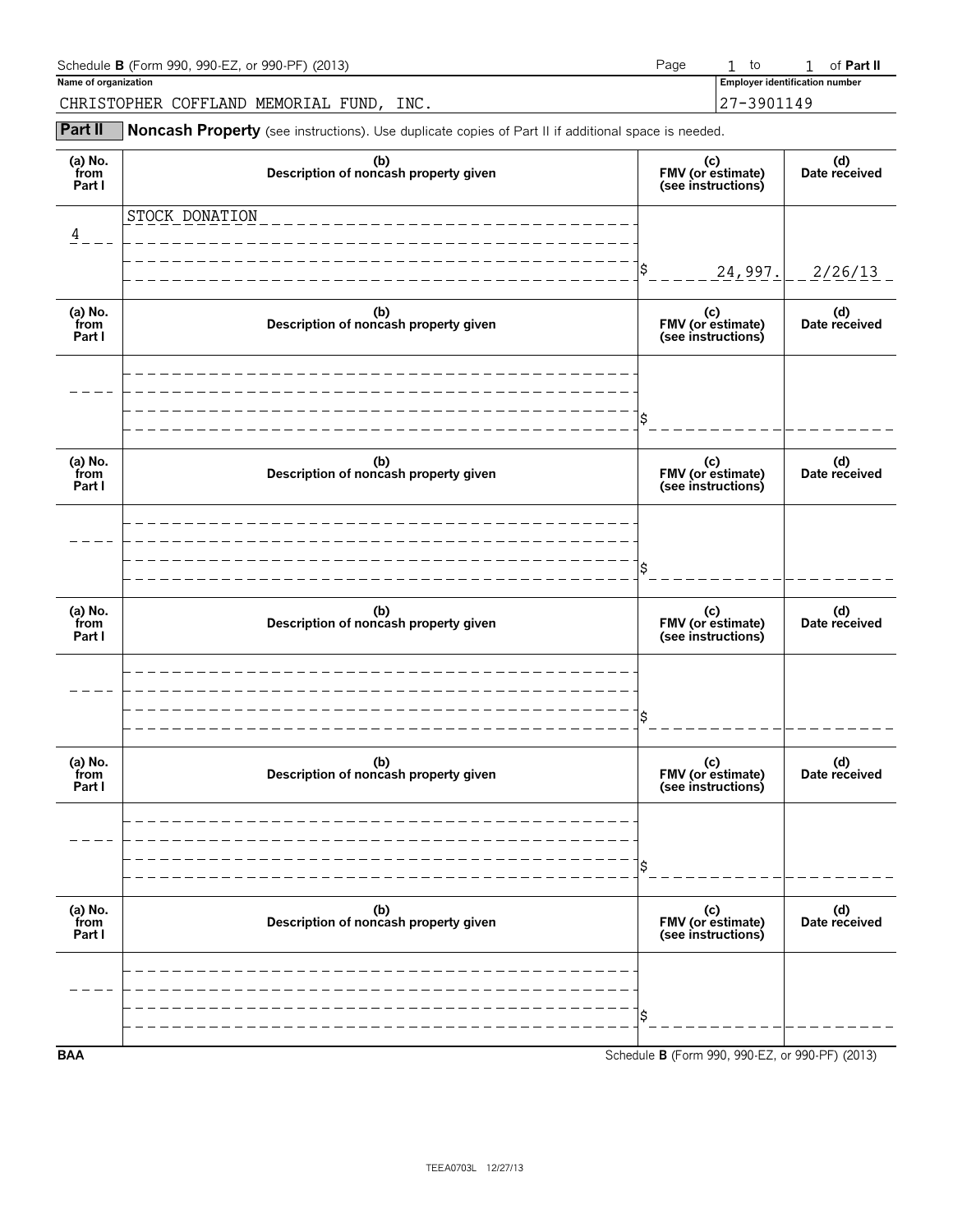Schedule **B** (Form 990, 990-EZ, or 990-PF) (2013) Page 1 to 1 of **Part II**

**Name of organization**

CHRISTOPHER COFFLAND MEMORIAL FUND, INC.

**Employer identification number**

27-3901149

## Part II Noncash Property (see instructions). Use duplicate copies of Part II if additional space is needed.

| (a) No. from Part I | (b) Description of noncash property given | (c) FMV (or estimate) (see instructions) | (d) Date received |
|---|---|---|---|
| 4 | STOCK DONATION | $ 24,997. | 2/26/13 |

| (a) No. from Part I | (b) Description of noncash property given | (c) FMV (or estimate) (see instructions) | (d) Date received |
|---|---|---|---|
| | | $ | |

| (a) No. from Part I | (b) Description of noncash property given | (c) FMV (or estimate) (see instructions) | (d) Date received |
|---|---|---|---|
| | | $ | |

| (a) No. from Part I | (b) Description of noncash property given | (c) FMV (or estimate) (see instructions) | (d) Date received |
|---|---|---|---|
| | | $ | |

| (a) No. from Part I | (b) Description of noncash property given | (c) FMV (or estimate) (see instructions) | (d) Date received |
|---|---|---|---|
| | | $ | |

| (a) No. from Part I | (b) Description of noncash property given | (c) FMV (or estimate) (see instructions) | (d) Date received |
|---|---|---|---|
| | | $ | |

BAA Schedule **B** (Form 990, 990-EZ, or 990-PF) (2013)

TEEA0703L 12/27/13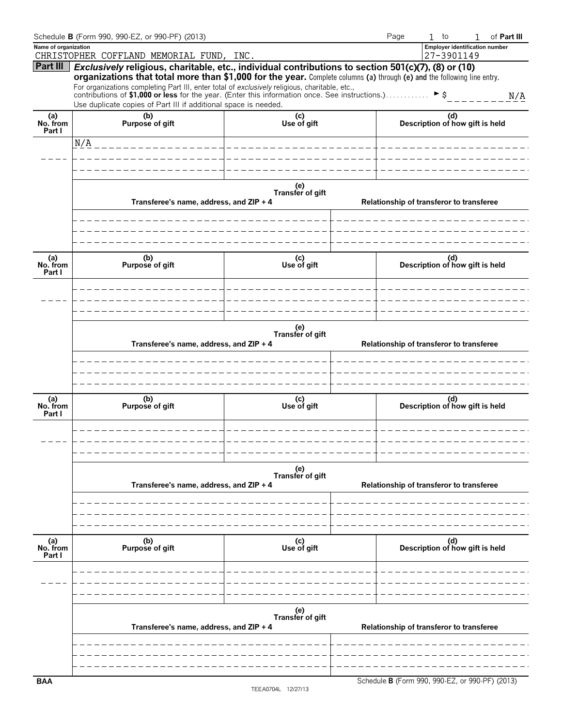Schedule **B** (Form 990, 990-EZ, or 990-PF) (2013) Page 1 to 1 of **Part III**

**Name of organization**
CHRISTOPHER COFFLAND MEMORIAL FUND, INC.

**Employer identification number**
27-3901149

**Part III** ***Exclusively* religious, charitable, etc., individual contributions to section 501(c)(7), (8) or (10) organizations that total more than $1,000 for the year.** Complete columns **(a)** through **(e)** and the following line entry.

For organizations completing Part III, enter total of *exclusively* religious, charitable, etc., contributions of **$1,000 or less** for the year. (Enter this information once. See instructions.) ► $ N/A

Use duplicate copies of Part III if additional space is needed.

| (a) No. from Part I | (b) Purpose of gift | (c) Use of gift | (d) Description of how gift is held |
|---|---|---|---|
| | N/A | | |

| (e) Transfer of gift | |
|---|---|
| Transferee's name, address, and ZIP + 4 | Relationship of transferor to transferee |
| | |

| (a) No. from Part I | (b) Purpose of gift | (c) Use of gift | (d) Description of how gift is held |
|---|---|---|---|
| | | | |

| (e) Transfer of gift | |
|---|---|
| Transferee's name, address, and ZIP + 4 | Relationship of transferor to transferee |
| | |

| (a) No. from Part I | (b) Purpose of gift | (c) Use of gift | (d) Description of how gift is held |
|---|---|---|---|
| | | | |

| (e) Transfer of gift | |
|---|---|
| Transferee's name, address, and ZIP + 4 | Relationship of transferor to transferee |
| | |

| (a) No. from Part I | (b) Purpose of gift | (c) Use of gift | (d) Description of how gift is held |
|---|---|---|---|
| | | | |

| (e) Transfer of gift | |
|---|---|
| Transferee's name, address, and ZIP + 4 | Relationship of transferor to transferee |
| | |

BAA TEEA0704L 12/27/13 Schedule **B** (Form 990, 990-EZ, or 990-PF) (2013)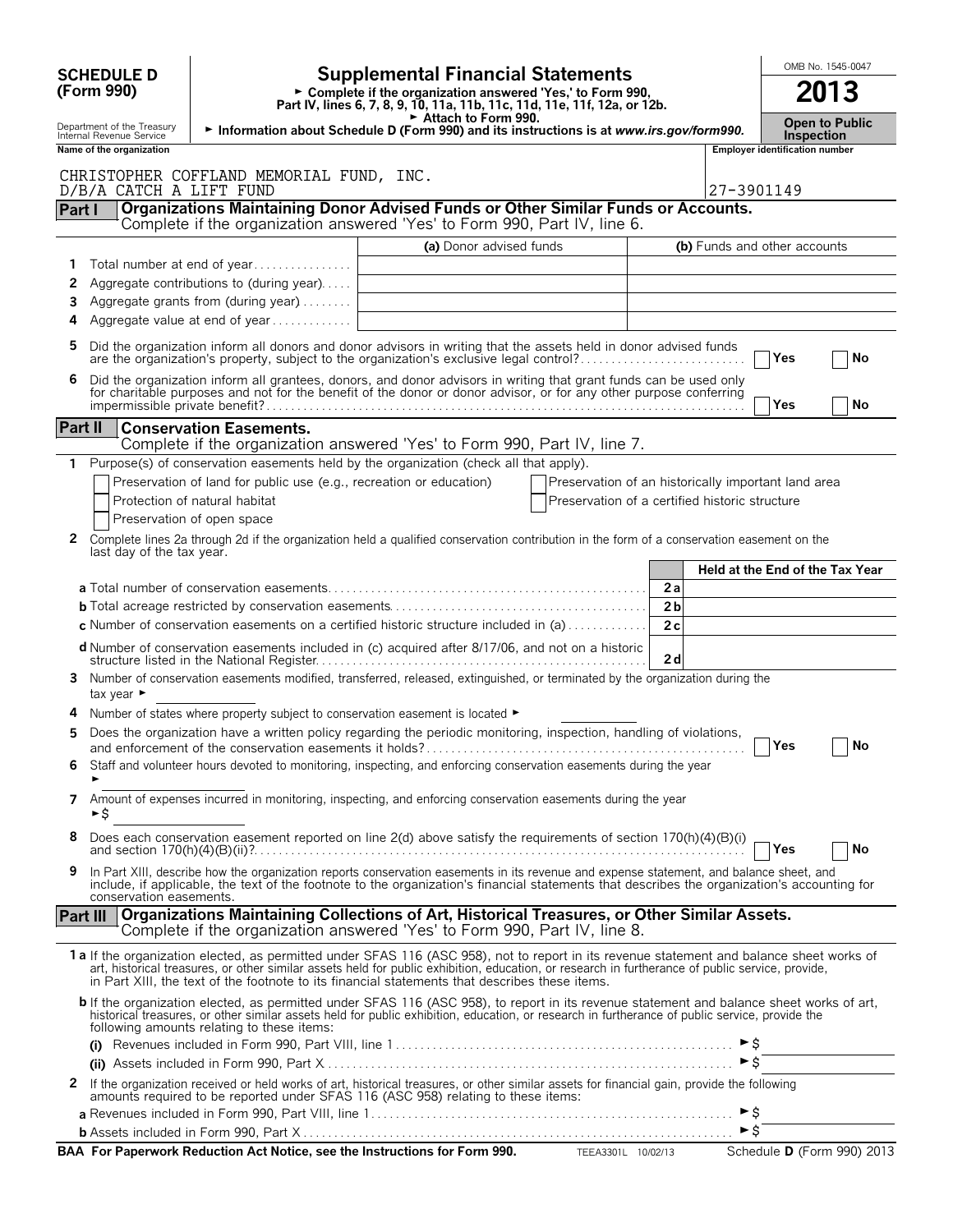**SCHEDULE D (Form 990)**

Department of the Treasury
Internal Revenue Service

# Supplemental Financial Statements

► Complete if the organization answered 'Yes,' to Form 990, Part IV, lines 6, 7, 8, 9, 10, 11a, 11b, 11c, 11d, 11e, 11f, 12a, or 12b.
► Attach to Form 990.
► Information about Schedule D (Form 990) and its instructions is at *www.irs.gov/form990.*

OMB No. 1545-0047
**2013**
**Open to Public Inspection**

Name of the organization: CHRISTOPHER COFFLAND MEMORIAL FUND, INC. D/B/A CATCH A LIFT FUND

Employer identification number: 27-3901149

## Part I — Organizations Maintaining Donor Advised Funds or Other Similar Funds or Accounts.
Complete if the organization answered 'Yes' to Form 990, Part IV, line 6.

| | | (a) Donor advised funds | (b) Funds and other accounts |
|---|---|---|---|
| 1 | Total number at end of year | | |
| 2 | Aggregate contributions to (during year) | | |
| 3 | Aggregate grants from (during year) | | |
| 4 | Aggregate value at end of year | | |

5 Did the organization inform all donors and donor advisors in writing that the assets held in donor advised funds are the organization's property, subject to the organization's exclusive legal control? ☐ Yes ☐ No

6 Did the organization inform all grantees, donors, and donor advisors in writing that grant funds can be used only for charitable purposes and not for the benefit of the donor or donor advisor, or for any other purpose conferring impermissible private benefit? ☐ Yes ☐ No

## Part II — Conservation Easements.
Complete if the organization answered 'Yes' to Form 990, Part IV, line 7.

1 Purpose(s) of conservation easements held by the organization (check all that apply).
- ☐ Preservation of land for public use (e.g., recreation or education)
- ☐ Protection of natural habitat
- ☐ Preservation of open space
- ☐ Preservation of an historically important land area
- ☐ Preservation of a certified historic structure

2 Complete lines 2a through 2d if the organization held a qualified conservation contribution in the form of a conservation easement on the last day of the tax year.

| | | Held at the End of the Tax Year |
|---|---|---|
| **a** Total number of conservation easements | 2a | |
| **b** Total acreage restricted by conservation easements | 2b | |
| **c** Number of conservation easements on a certified historic structure included in (a) | 2c | |
| **d** Number of conservation easements included in (c) acquired after 8/17/06, and not on a historic structure listed in the National Register | 2d | |

3 Number of conservation easements modified, transferred, released, extinguished, or terminated by the organization during the tax year ►

4 Number of states where property subject to conservation easement is located ►

5 Does the organization have a written policy regarding the periodic monitoring, inspection, handling of violations, and enforcement of the conservation easements it holds? ☐ Yes ☐ No

6 Staff and volunteer hours devoted to monitoring, inspecting, and enforcing conservation easements during the year ►

7 Amount of expenses incurred in monitoring, inspecting, and enforcing conservation easements during the year ►$

8 Does each conservation easement reported on line 2(d) above satisfy the requirements of section 170(h)(4)(B)(i) and section 170(h)(4)(B)(ii)? ☐ Yes ☐ No

9 In Part XIII, describe how the organization reports conservation easements in its revenue and expense statement, and balance sheet, and include, if applicable, the text of the footnote to the organization's financial statements that describes the organization's accounting for conservation easements.

## Part III — Organizations Maintaining Collections of Art, Historical Treasures, or Other Similar Assets.
Complete if the organization answered 'Yes' to Form 990, Part IV, line 8.

**1a** If the organization elected, as permitted under SFAS 116 (ASC 958), not to report in its revenue statement and balance sheet works of art, historical treasures, or other similar assets held for public exhibition, education, or research in furtherance of public service, provide, in Part XIII, the text of the footnote to its financial statements that describes these items.

**b** If the organization elected, as permitted under SFAS 116 (ASC 958), to report in its revenue statement and balance sheet works of art, historical treasures, or other similar assets held for public exhibition, education, or research in furtherance of public service, provide the following amounts relating to these items:

(i) Revenues included in Form 990, Part VIII, line 1 ►$

(ii) Assets included in Form 990, Part X ►$

2 If the organization received or held works of art, historical treasures, or other similar assets for financial gain, provide the following amounts required to be reported under SFAS 116 (ASC 958) relating to these items:

**a** Revenues included in Form 990, Part VIII, line 1 ►$

**b** Assets included in Form 990, Part X ►$

**BAA For Paperwork Reduction Act Notice, see the Instructions for Form 990.** TEEA3301L 10/02/13 Schedule **D** (Form 990) 2013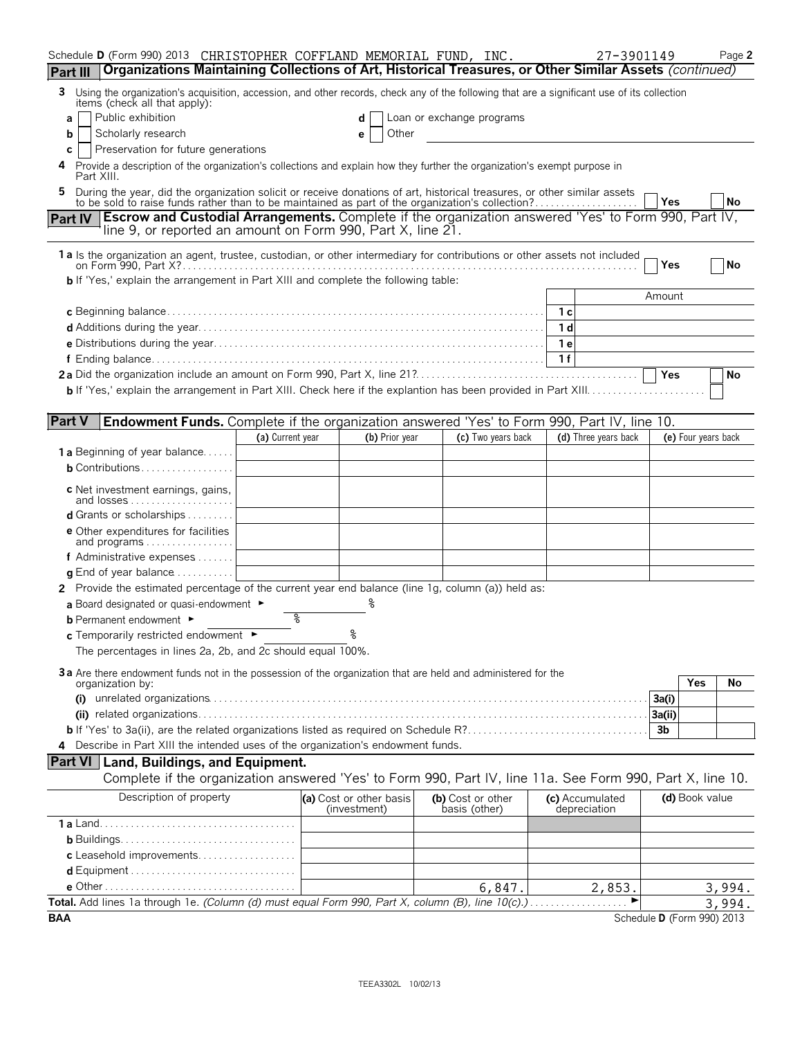Schedule D (Form 990) 2013 CHRISTOPHER COFFLAND MEMORIAL FUND, INC. 27-3901149 Page 2

**Part III** **Organizations Maintaining Collections of Art, Historical Treasures, or Other Similar Assets** *(continued)*

**3** Using the organization's acquisition, accession, and other records, check any of the following that are a significant use of its collection items (check all that apply):

- **a** ☐ Public exhibition
- **b** ☐ Scholarly research
- **c** ☐ Preservation for future generations
- **d** ☐ Loan or exchange programs
- **e** ☐ Other

**4** Provide a description of the organization's collections and explain how they further the organization's exempt purpose in Part XIII.

**5** During the year, did the organization solicit or receive donations of art, historical treasures, or other similar assets to be sold to raise funds rather than to be maintained as part of the organization's collection? ☐ **Yes** ☐ **No**

**Part IV** **Escrow and Custodial Arrangements.** Complete if the organization answered 'Yes' to Form 990, Part IV, line 9, or reported an amount on Form 990, Part X, line 21.

**1 a** Is the organization an agent, trustee, custodian, or other intermediary for contributions or other assets not included on Form 990, Part X? ☐ **Yes** ☐ **No**

**b** If 'Yes,' explain the arrangement in Part XIII and complete the following table:

| | | Amount |
|---|---|---|
| **c** Beginning balance | **1 c** | |
| **d** Additions during the year | **1 d** | |
| **e** Distributions during the year | **1 e** | |
| **f** Ending balance | **1 f** | |

**2 a** Did the organization include an amount on Form 990, Part X, line 21? ☐ **Yes** ☐ **No**

**b** If 'Yes,' explain the arrangement in Part XIII. Check here if the explantion has been provided in Part XIII ☐

**Part V** **Endowment Funds.** Complete if the organization answered 'Yes' to Form 990, Part IV, line 10.

| | (a) Current year | (b) Prior year | (c) Two years back | (d) Three years back | (e) Four years back |
|---|---|---|---|---|---|
| **1 a** Beginning of year balance | | | | | |
| **b** Contributions | | | | | |
| **c** Net investment earnings, gains, and losses | | | | | |
| **d** Grants or scholarships | | | | | |
| **e** Other expenditures for facilities and programs | | | | | |
| **f** Administrative expenses | | | | | |
| **g** End of year balance | | | | | |

**2** Provide the estimated percentage of the current year end balance (line 1g, column (a)) held as:

**a** Board designated or quasi-endowment ► %

**b** Permanent endowment ► %

**c** Temporarily restricted endowment ► %

The percentages in lines 2a, 2b, and 2c should equal 100%.

**3 a** Are there endowment funds not in the possession of the organization that are held and administered for the organization by:

| | | Yes | No |
|---|---|---|---|
| **(i)** unrelated organizations | **3a(i)** | | |
| **(ii)** related organizations | **3a(ii)** | | |
| **b** If 'Yes' to 3a(ii), are the related organizations listed as required on Schedule R? | **3b** | | |

**4** Describe in Part XIII the intended uses of the organization's endowment funds.

**Part VI** **Land, Buildings, and Equipment.**

Complete if the organization answered 'Yes' to Form 990, Part IV, line 11a. See Form 990, Part X, line 10.

| Description of property | (a) Cost or other basis (investment) | (b) Cost or other basis (other) | (c) Accumulated depreciation | (d) Book value |
|---|---|---|---|---|
| **1 a** Land | | | | |
| **b** Buildings | | | | |
| **c** Leasehold improvements | | | | |
| **d** Equipment | | | | |
| **e** Other | | 6,847. | 2,853. | 3,994. |
| **Total.** Add lines 1a through 1e. *(Column (d) must equal Form 990, Part X, column (B), line 10(c).)* ► | | | | 3,994. |

**BAA** Schedule **D** (Form 990) 2013

TEEA3302L 10/02/13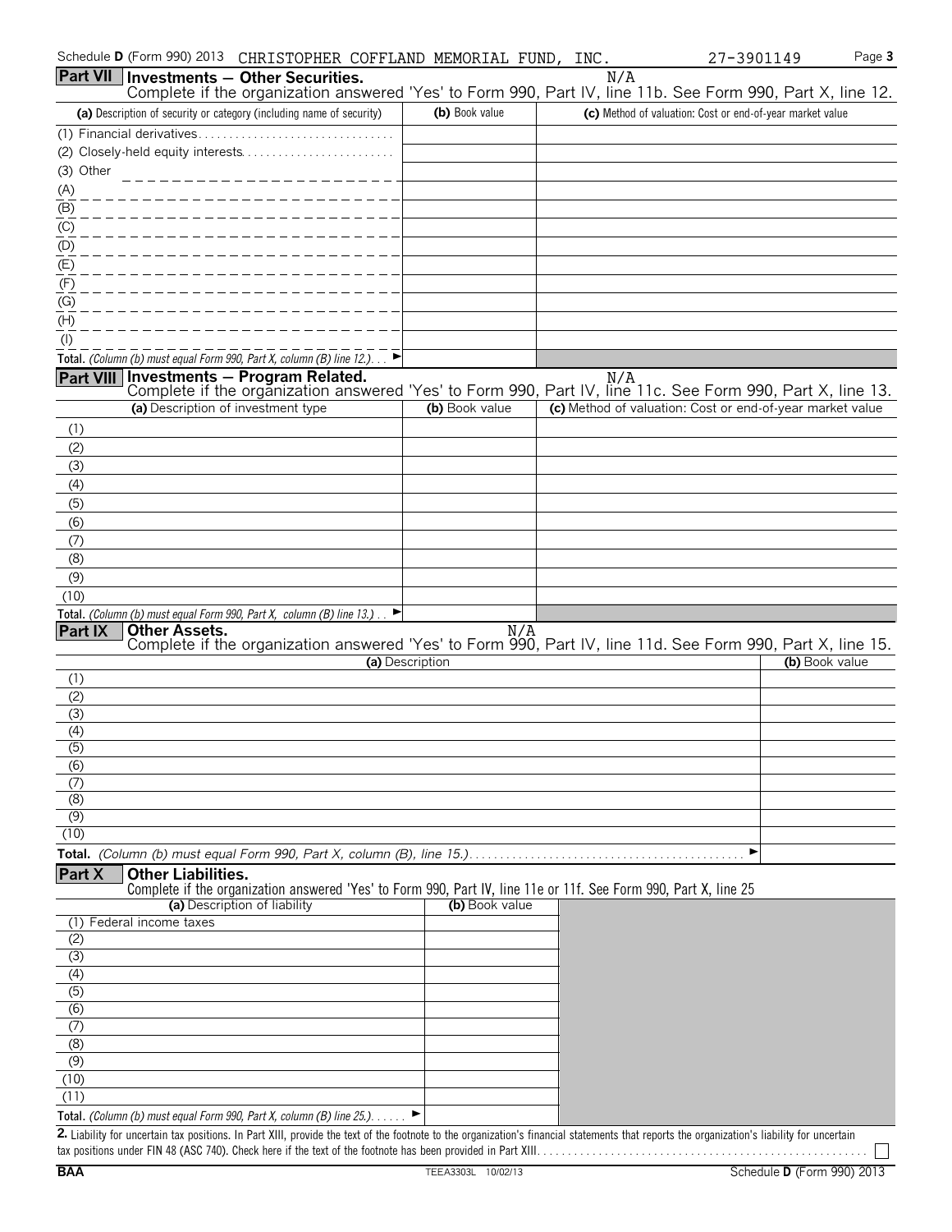Schedule D (Form 990) 2013 CHRISTOPHER COFFLAND MEMORIAL FUND, INC. 27-3901149

## Part VII Investments — Other Securities.

N/A

Complete if the organization answered 'Yes' to Form 990, Part IV, line 11b. See Form 990, Part X, line 12.

| (a) Description of security or category (including name of security) | (b) Book value | (c) Method of valuation: Cost or end-of-year market value |
|---|---|---|
| (1) Financial derivatives | | |
| (2) Closely-held equity interests | | |
| (3) Other | | |
| (A) | | |
| (B) | | |
| (C) | | |
| (D) | | |
| (E) | | |
| (F) | | |
| (G) | | |
| (H) | | |
| (I) | | |
| **Total.** *(Column (b) must equal Form 990, Part X, column (B) line 12.)* ► | | |

## Part VIII Investments — Program Related.

N/A

Complete if the organization answered 'Yes' to Form 990, Part IV, line 11c. See Form 990, Part X, line 13.

| (a) Description of investment type | (b) Book value | (c) Method of valuation: Cost or end-of-year market value |
|---|---|---|
| (1) | | |
| (2) | | |
| (3) | | |
| (4) | | |
| (5) | | |
| (6) | | |
| (7) | | |
| (8) | | |
| (9) | | |
| (10) | | |
| **Total.** *(Column (b) must equal Form 990, Part X, column (B) line 13.)* ► | | |

## Part IX Other Assets.

N/A

Complete if the organization answered 'Yes' to Form 990, Part IV, line 11d. See Form 990, Part X, line 15.

| (a) Description | (b) Book value |
|---|---|
| (1) | |
| (2) | |
| (3) | |
| (4) | |
| (5) | |
| (6) | |
| (7) | |
| (8) | |
| (9) | |
| (10) | |
| **Total.** *(Column (b) must equal Form 990, Part X, column (B), line 15.)* ► | |

## Part X Other Liabilities.

Complete if the organization answered 'Yes' to Form 990, Part IV, line 11e or 11f. See Form 990, Part X, line 25

| (a) Description of liability | (b) Book value |
|---|---|
| (1) Federal income taxes | |
| (2) | |
| (3) | |
| (4) | |
| (5) | |
| (6) | |
| (7) | |
| (8) | |
| (9) | |
| (10) | |
| (11) | |
| **Total.** *(Column (b) must equal Form 990, Part X, column (B) line 25.)* ► | |

**2.** Liability for uncertain tax positions. In Part XIII, provide the text of the footnote to the organization's financial statements that reports the organization's liability for uncertain tax positions under FIN 48 (ASC 740). Check here if the text of the footnote has been provided in Part XIII ☐

BAA TEEA3303L 10/02/13 Schedule D (Form 990) 2013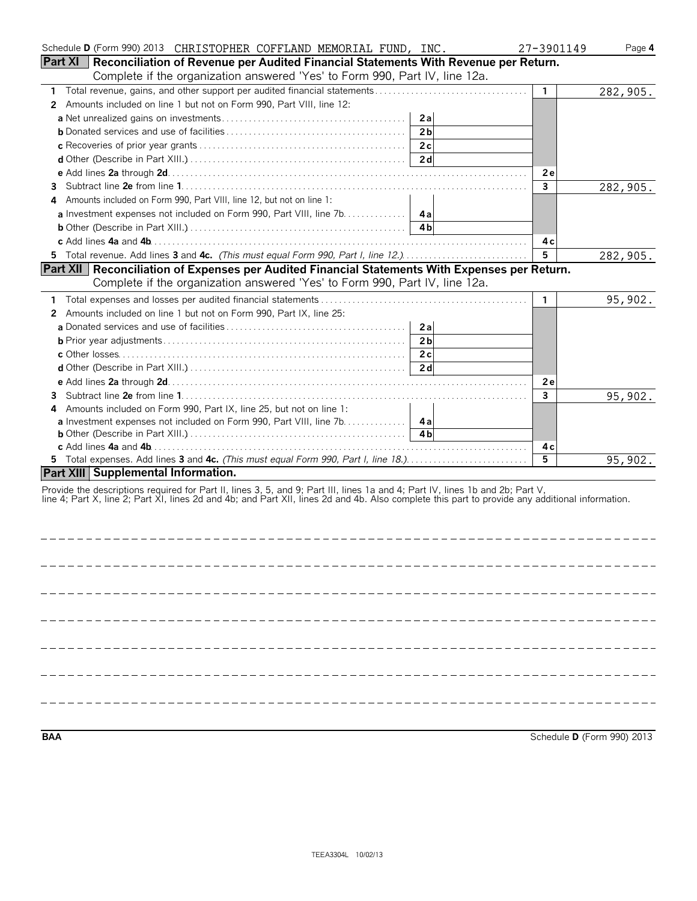Schedule D (Form 990) 2013 CHRISTOPHER COFFLAND MEMORIAL FUND, INC. 27-3901149

## Part XI Reconciliation of Revenue per Audited Financial Statements With Revenue per Return.

Complete if the organization answered 'Yes' to Form 990, Part IV, line 12a.

| | | | | |
|---|---|---|---|---|
| **1** Total revenue, gains, and other support per audited financial statements | | | 1 | 282,905. |
| **2** Amounts included on line 1 but not on Form 990, Part VIII, line 12: | | | | |
| **a** Net unrealized gains on investments | 2a | | | |
| **b** Donated services and use of facilities | 2b | | | |
| **c** Recoveries of prior year grants | 2c | | | |
| **d** Other (Describe in Part XIII.) | 2d | | | |
| **e** Add lines **2a** through **2d** | | | 2e | |
| **3** Subtract line **2e** from line **1** | | | 3 | 282,905. |
| **4** Amounts included on Form 990, Part VIII, line 12, but not on line 1: | | | | |
| **a** Investment expenses not included on Form 990, Part VIII, line 7b | 4a | | | |
| **b** Other (Describe in Part XIII.) | 4b | | | |
| **c** Add lines **4a** and **4b** | | | 4c | |
| **5** Total revenue. Add lines **3** and **4c.** *(This must equal Form 990, Part I, line 12.)* | | | 5 | 282,905. |

## Part XII Reconciliation of Expenses per Audited Financial Statements With Expenses per Return.

Complete if the organization answered 'Yes' to Form 990, Part IV, line 12a.

| | | | | |
|---|---|---|---|---|
| **1** Total expenses and losses per audited financial statements | | | 1 | 95,902. |
| **2** Amounts included on line 1 but not on Form 990, Part IX, line 25: | | | | |
| **a** Donated services and use of facilities | 2a | | | |
| **b** Prior year adjustments | 2b | | | |
| **c** Other losses | 2c | | | |
| **d** Other (Describe in Part XIII.) | 2d | | | |
| **e** Add lines **2a** through **2d** | | | 2e | |
| **3** Subtract line **2e** from line **1** | | | 3 | 95,902. |
| **4** Amounts included on Form 990, Part IX, line 25, but not on line 1: | | | | |
| **a** Investment expenses not included on Form 990, Part VIII, line 7b | 4a | | | |
| **b** Other (Describe in Part XIII.) | 4b | | | |
| **c** Add lines **4a** and **4b** | | | 4c | |
| **5** Total expenses. Add lines **3** and **4c.** *(This must equal Form 990, Part I, line 18.)* | | | 5 | 95,902. |

## Part XIII Supplemental Information.

Provide the descriptions required for Part II, lines 3, 5, and 9; Part III, lines 1a and 4; Part IV, lines 1b and 2b; Part V, line 4; Part X, line 2; Part XI, lines 2d and 4b; and Part XII, lines 2d and 4b. Also complete this part to provide any additional information.

BAA Schedule D (Form 990) 2013

TEEA3304L 10/02/13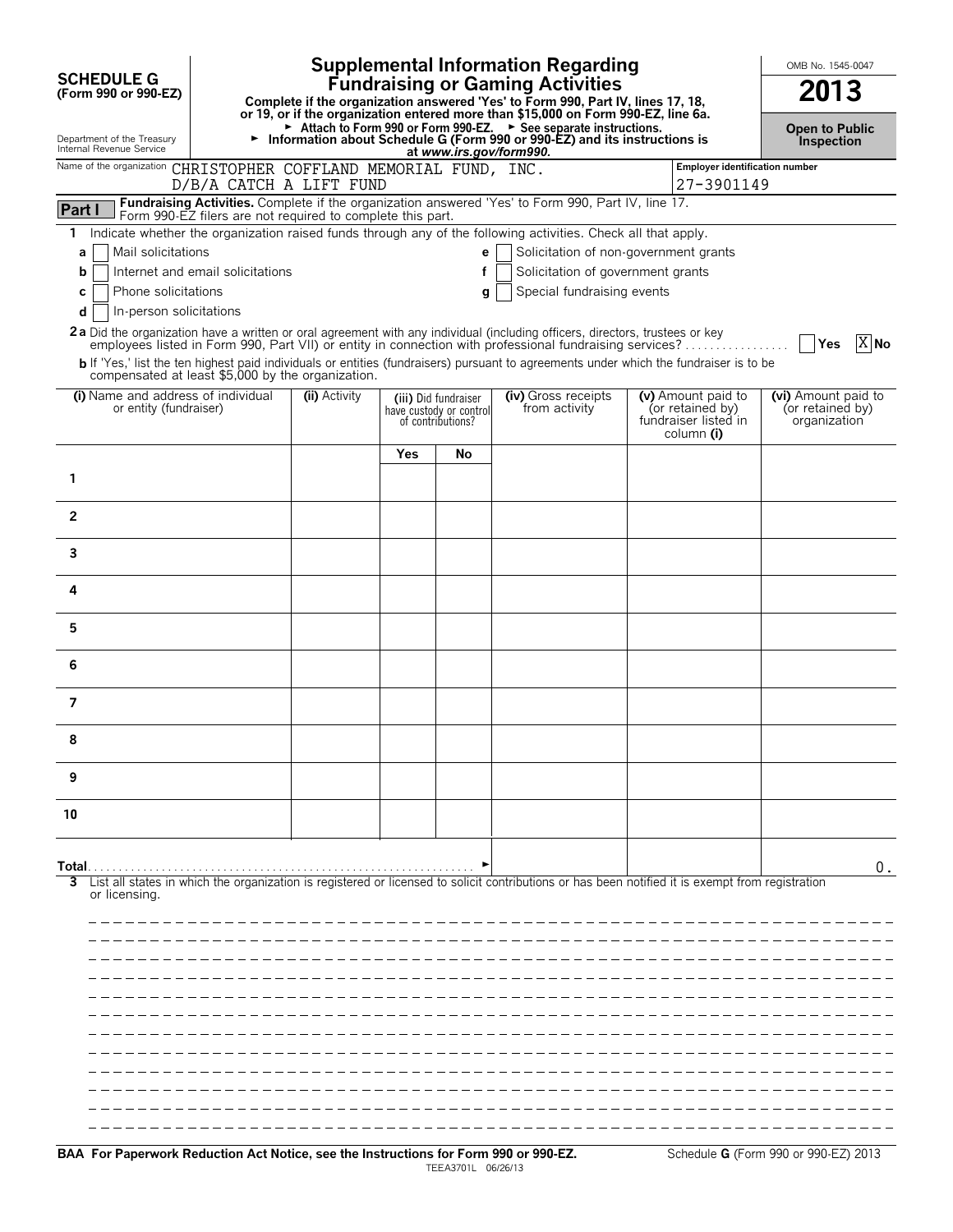**SCHEDULE G**
**(Form 990 or 990-EZ)**

Department of the Treasury
Internal Revenue Service

# Supplemental Information Regarding Fundraising or Gaming Activities

**Complete if the organization answered 'Yes' to Form 990, Part IV, lines 17, 18, or 19, or if the organization entered more than $15,000 on Form 990-EZ, line 6a.**

► Attach to Form 990 or Form 990-EZ. ► See separate instructions.
► Information about Schedule G (Form 990 or 990-EZ) and its instructions is at *www.irs.gov/form990.*

OMB No. 1545-0047

**2013**

**Open to Public Inspection**

Name of the organization: CHRISTOPHER COFFLAND MEMORIAL FUND, INC. D/B/A CATCH A LIFT FUND

Employer identification number: 27-3901149

**Part I** **Fundraising Activities.** Complete if the organization answered 'Yes' to Form 990, Part IV, line 17. Form 990-EZ filers are not required to complete this part.

1 Indicate whether the organization raised funds through any of the following activities. Check all that apply.

- a [ ] Mail solicitations
- b [ ] Internet and email solicitations
- c [ ] Phone solicitations
- d [ ] In-person solicitations
- e [ ] Solicitation of non-government grants
- f [ ] Solicitation of government grants
- g [ ] Special fundraising events

**2a** Did the organization have a written or oral agreement with any individual (including officers, directors, trustees or key employees listed in Form 990, Part VII) or entity in connection with professional fundraising services? [ ] Yes [X] No

**b** If 'Yes,' list the ten highest paid individuals or entities (fundraisers) pursuant to agreements under which the fundraiser is to be compensated at least $5,000 by the organization.

| | (i) Name and address of individual or entity (fundraiser) | (ii) Activity | (iii) Did fundraiser have custody or control of contributions? Yes | No | (iv) Gross receipts from activity | (v) Amount paid to (or retained by) fundraiser listed in column (i) | (vi) Amount paid to (or retained by) organization |
|---|---|---|---|---|---|---|---|
| 1 | | | | | | | |
| 2 | | | | | | | |
| 3 | | | | | | | |
| 4 | | | | | | | |
| 5 | | | | | | | |
| 6 | | | | | | | |
| 7 | | | | | | | |
| 8 | | | | | | | |
| 9 | | | | | | | |
| 10 | | | | | | | |
| **Total** | | | | | | | 0. |

**3** List all states in which the organization is registered or licensed to solicit contributions or has been notified it is exempt from registration or licensing.

**BAA For Paperwork Reduction Act Notice, see the Instructions for Form 990 or 990-EZ.**

TEEA3701L 06/26/13

Schedule **G** (Form 990 or 990-EZ) 2013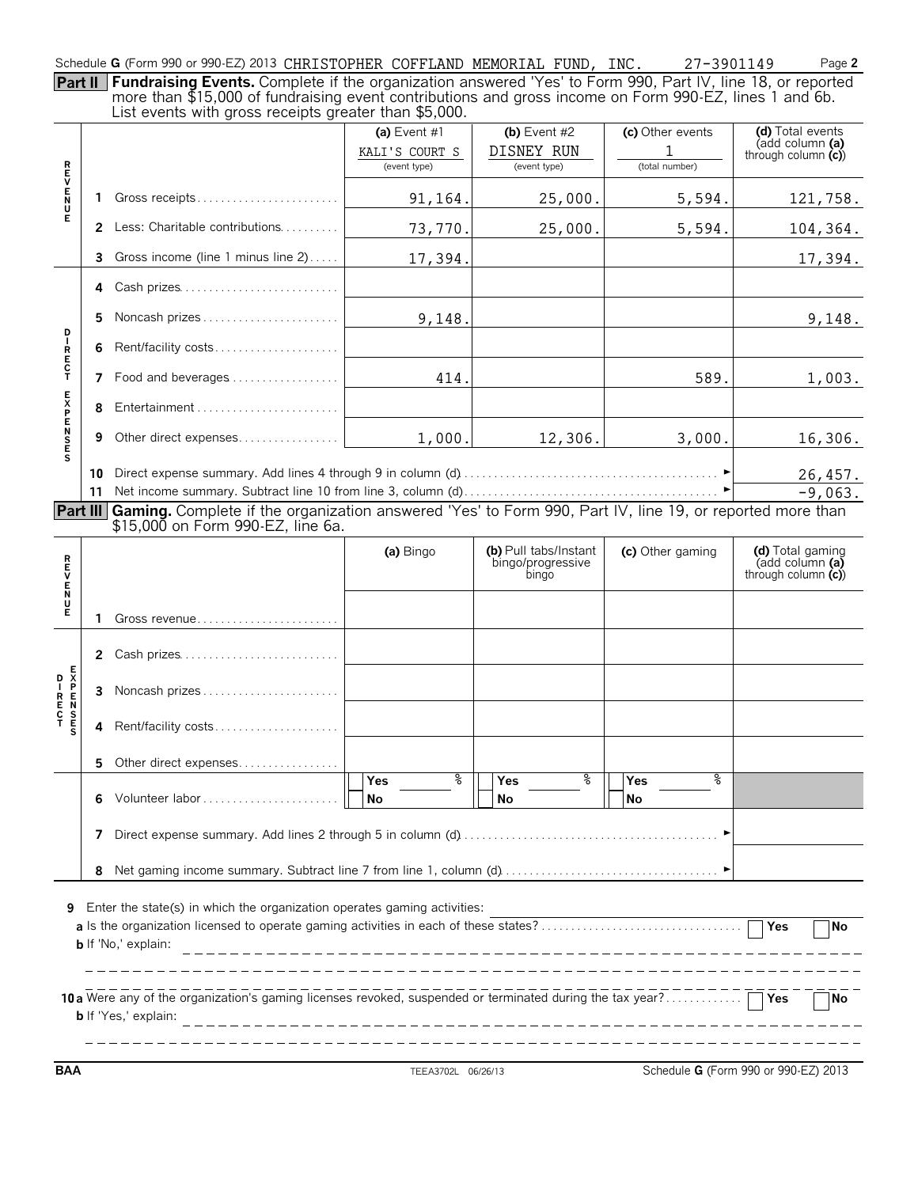Schedule **G** (Form 990 or 990-EZ) 2013 CHRISTOPHER COFFLAND MEMORIAL FUND, INC. 27-3901149 Page **2**

**Part II** **Fundraising Events.** Complete if the organization answered 'Yes' to Form 990, Part IV, line 18, or reported more than $15,000 of fundraising event contributions and gross income on Form 990-EZ, lines 1 and 6b. List events with gross receipts greater than $5,000.

| | | (a) Event #1 KALI'S COURT S (event type) | (b) Event #2 DISNEY RUN (event type) | (c) Other events 1 (total number) | (d) Total events (add column (a) through column (c)) |
|---|---|---|---|---|---|
| REVENUE | 1 Gross receipts | 91,164. | 25,000. | 5,594. | 121,758. |
| | 2 Less: Charitable contributions | 73,770. | 25,000. | 5,594. | 104,364. |
| | 3 Gross income (line 1 minus line 2) | 17,394. | | | 17,394. |
| DIRECT EXPENSES | 4 Cash prizes | | | | |
| | 5 Noncash prizes | 9,148. | | | 9,148. |
| | 6 Rent/facility costs | | | | |
| | 7 Food and beverages | 414. | | 589. | 1,003. |
| | 8 Entertainment | | | | |
| | 9 Other direct expenses | 1,000. | 12,306. | 3,000. | 16,306. |
| | 10 Direct expense summary. Add lines 4 through 9 in column (d) | | | | 26,457. |
| | 11 Net income summary. Subtract line 10 from line 3, column (d) | | | | -9,063. |

**Part III** **Gaming.** Complete if the organization answered 'Yes' to Form 990, Part IV, line 19, or reported more than $15,000 on Form 990-EZ, line 6a.

| | | (a) Bingo | (b) Pull tabs/Instant bingo/progressive bingo | (c) Other gaming | (d) Total gaming (add column (a) through column (c)) |
|---|---|---|---|---|---|
| REVENUE | 1 Gross revenue | | | | |
| DIRECT EXPENSES | 2 Cash prizes | | | | |
| | 3 Noncash prizes | | | | |
| | 4 Rent/facility costs | | | | |
| | 5 Other direct expenses | | | | |
| | 6 Volunteer labor | Yes ___ % No | Yes ___ % No | Yes ___ % No | |
| | 7 Direct expense summary. Add lines 2 through 5 in column (d) | | | | |
| | 8 Net gaming income summary. Subtract line 7 from line 1, column (d) | | | | |

**9** Enter the state(s) in which the organization operates gaming activities:

**a** Is the organization licensed to operate gaming activities in each of these states? ☐ Yes ☐ No

**b** If 'No,' explain:

**10a** Were any of the organization's gaming licenses revoked, suspended or terminated during the tax year? ☐ Yes ☐ No

**b** If 'Yes,' explain:

BAA TEEA3702L 06/26/13 Schedule **G** (Form 990 or 990-EZ) 2013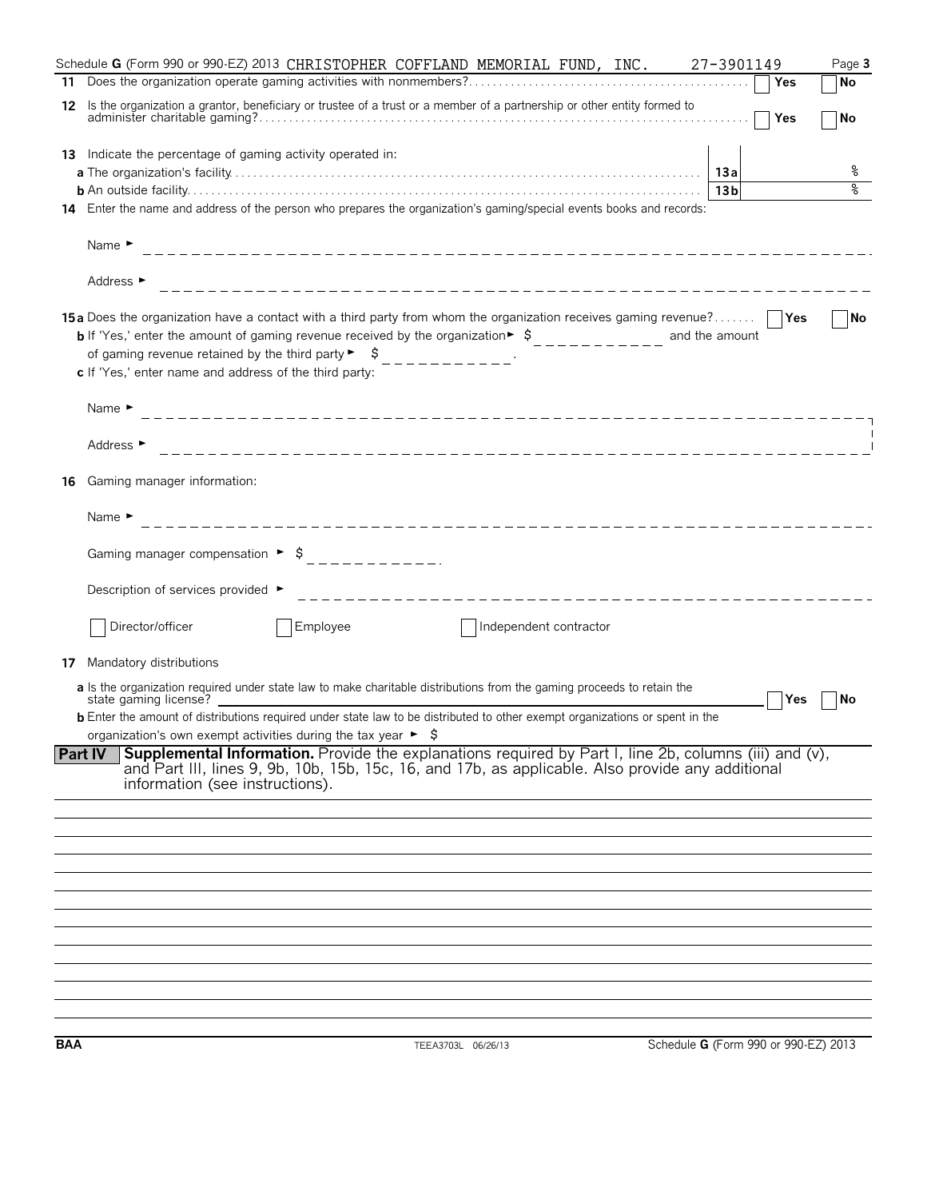Schedule **G** (Form 990 or 990-EZ) 2013 CHRISTOPHER COFFLAND MEMORIAL FUND, INC. 27-3901149 Page **3**

**11** Does the organization operate gaming activities with nonmembers? ☐ Yes ☐ No

**12** Is the organization a grantor, beneficiary or trustee of a trust or a member of a partnership or other entity formed to administer charitable gaming? ☐ Yes ☐ No

**13** Indicate the percentage of gaming activity operated in:

**a** The organization's facility **13a** %

**b** An outside facility **13b** %

**14** Enter the name and address of the person who prepares the organization's gaming/special events books and records:

Name ►

Address ►

**15a** Does the organization have a contact with a third party from whom the organization receives gaming revenue? ☐ Yes ☐ No

**b** If 'Yes,' enter the amount of gaming revenue received by the organization ► $ ________ and the amount of gaming revenue retained by the third party ► $ ________.

**c** If 'Yes,' enter name and address of the third party:

Name ►

Address ►

**16** Gaming manager information:

Name ►

Gaming manager compensation ► $ ________.

Description of services provided ►

☐ Director/officer ☐ Employee ☐ Independent contractor

**17** Mandatory distributions

**a** Is the organization required under state law to make charitable distributions from the gaming proceeds to retain the state gaming license? ☐ Yes ☐ No

**b** Enter the amount of distributions required under state law to be distributed to other exempt organizations or spent in the organization's own exempt activities during the tax year ► $

**Part IV** **Supplemental Information.** Provide the explanations required by Part I, line 2b, columns (iii) and (v), and Part III, lines 9, 9b, 10b, 15b, 15c, 16, and 17b, as applicable. Also provide any additional information (see instructions).

BAA TEEA3703L 06/26/13 Schedule **G** (Form 990 or 990-EZ) 2013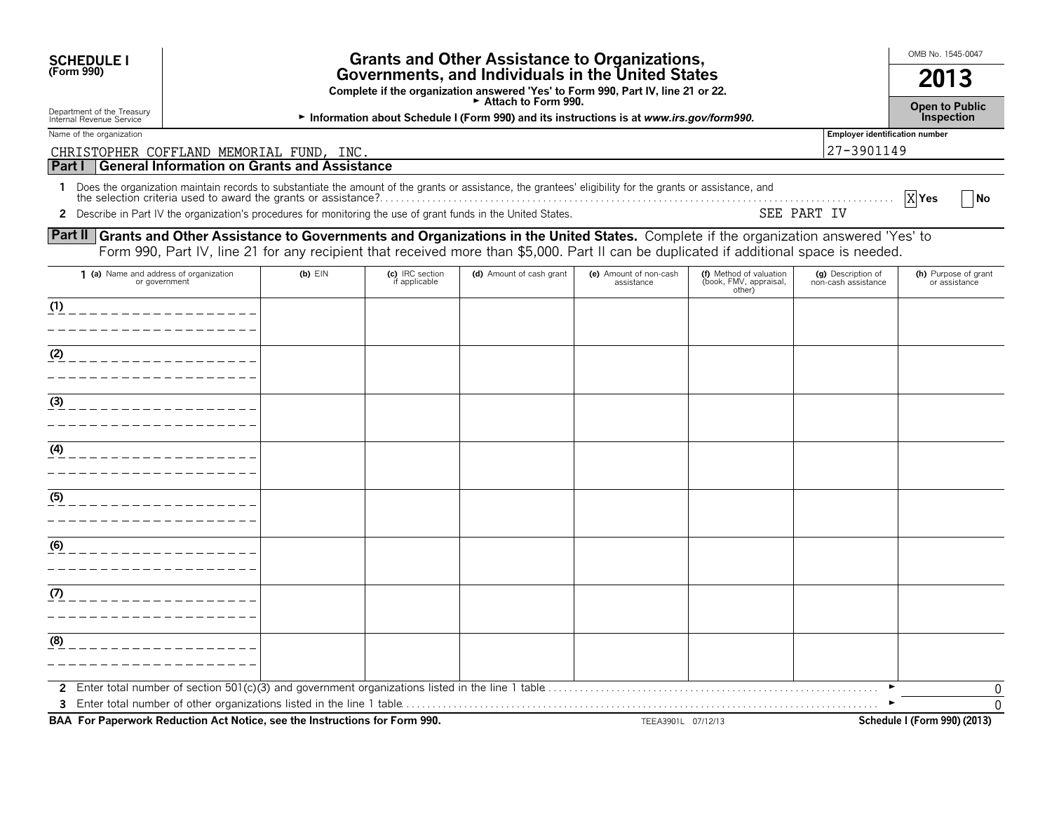**SCHEDULE I**
**(Form 990)**

Department of the Treasury
Internal Revenue Service

# Grants and Other Assistance to Organizations, Governments, and Individuals in the United States

**Complete if the organization answered 'Yes' to Form 990, Part IV, line 21 or 22.**
► **Attach to Form 990.**
► **Information about Schedule I (Form 990) and its instructions is at *www.irs.gov/form990*.**

OMB No. 1545-0047

**2013**

**Open to Public Inspection**

Name of the organization: CHRISTOPHER COFFLAND MEMORIAL FUND, INC.

Employer identification number: 27-3901149

## Part I General Information on Grants and Assistance

**1** Does the organization maintain records to substantiate the amount of the grants or assistance, the grantees' eligibility for the grants or assistance, and the selection criteria used to award the grants or assistance? [X] Yes [ ] No

**2** Describe in Part IV the organization's procedures for monitoring the use of grant funds in the United States. SEE PART IV

## Part II Grants and Other Assistance to Governments and Organizations in the United States.

Complete if the organization answered 'Yes' to Form 990, Part IV, line 21 for any recipient that received more than $5,000. Part II can be duplicated if additional space is needed.

| 1 (a) Name and address of organization or government | (b) EIN | (c) IRC section if applicable | (d) Amount of cash grant | (e) Amount of non-cash assistance | (f) Method of valuation (book, FMV, appraisal, other) | (g) Description of non-cash assistance | (h) Purpose of grant or assistance |
|---|---|---|---|---|---|---|---|
| (1) | | | | | | | |
| (2) | | | | | | | |
| (3) | | | | | | | |
| (4) | | | | | | | |
| (5) | | | | | | | |
| (6) | | | | | | | |
| (7) | | | | | | | |
| (8) | | | | | | | |

**2** Enter total number of section 501(c)(3) and government organizations listed in the line 1 table ► 0

**3** Enter total number of other organizations listed in the line 1 table ► 0

**BAA For Paperwork Reduction Act Notice, see the Instructions for Form 990.** TEEA3901L 07/12/13 **Schedule I (Form 990) (2013)**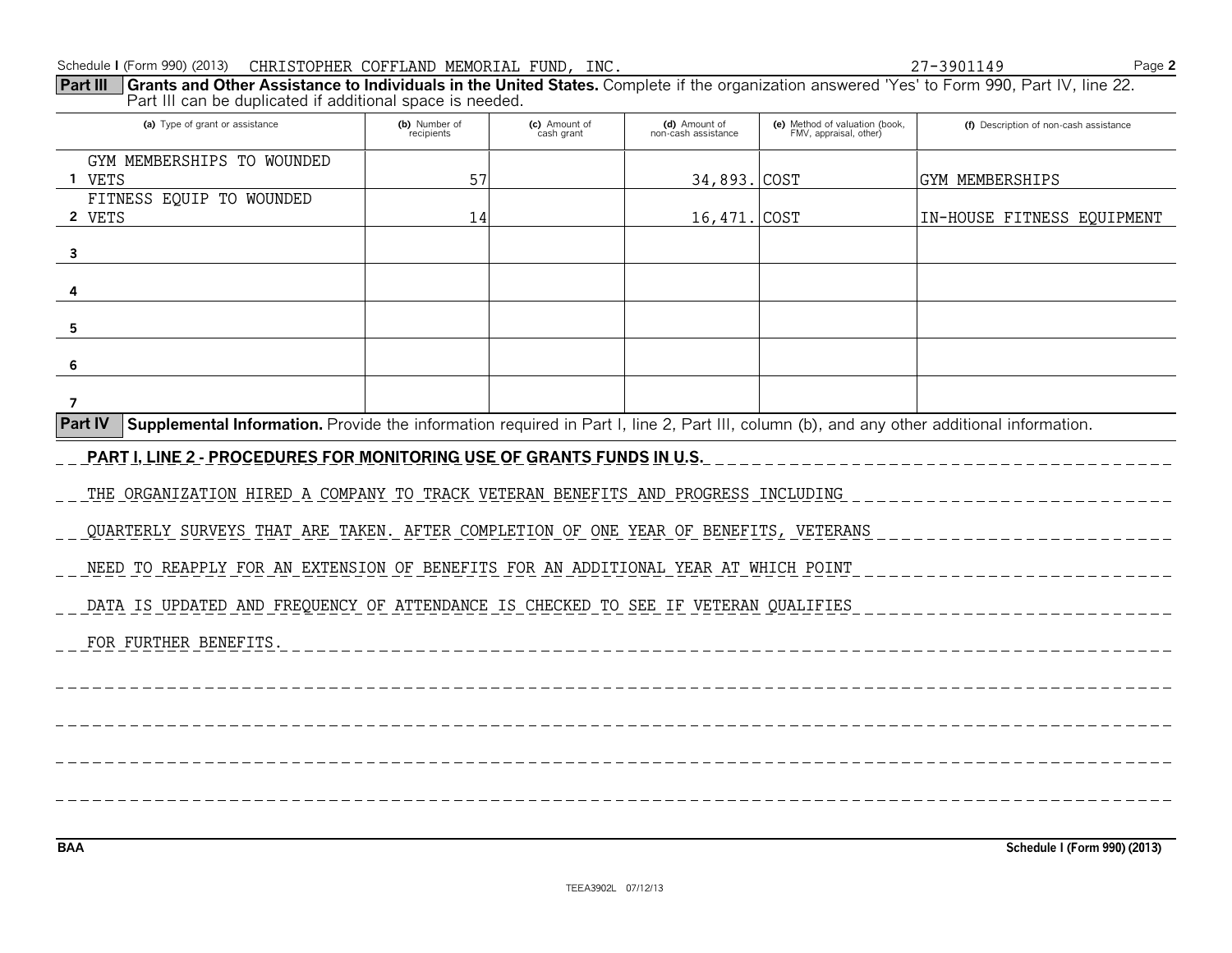Schedule I (Form 990) (2013) CHRISTOPHER COFFLAND MEMORIAL FUND, INC. 27-3901149 Page 2

**Part III** **Grants and Other Assistance to Individuals in the United States.** Complete if the organization answered 'Yes' to Form 990, Part IV, line 22. Part III can be duplicated if additional space is needed.

| | (a) Type of grant or assistance | (b) Number of recipients | (c) Amount of cash grant | (d) Amount of non-cash assistance | (e) Method of valuation (book, FMV, appraisal, other) | (f) Description of non-cash assistance |
|---|---|---|---|---|---|---|
| 1 | GYM MEMBERSHIPS TO WOUNDED VETS | 57 | | 34,893. | COST | GYM MEMBERSHIPS |
| 2 | FITNESS EQUIP TO WOUNDED VETS | 14 | | 16,471. | COST | IN-HOUSE FITNESS EQUIPMENT |
| 3 | | | | | | |
| 4 | | | | | | |
| 5 | | | | | | |
| 6 | | | | | | |
| 7 | | | | | | |

**Part IV** **Supplemental Information.** Provide the information required in Part I, line 2, Part III, column (b), and any other additional information.

**PART I, LINE 2 - PROCEDURES FOR MONITORING USE OF GRANTS FUNDS IN U.S.**

THE ORGANIZATION HIRED A COMPANY TO TRACK VETERAN BENEFITS AND PROGRESS INCLUDING QUARTERLY SURVEYS THAT ARE TAKEN. AFTER COMPLETION OF ONE YEAR OF BENEFITS, VETERANS NEED TO REAPPLY FOR AN EXTENSION OF BENEFITS FOR AN ADDITIONAL YEAR AT WHICH POINT DATA IS UPDATED AND FREQUENCY OF ATTENDANCE IS CHECKED TO SEE IF VETERAN QUALIFIES FOR FURTHER BENEFITS.

BAA Schedule I (Form 990) (2013)

TEEA3902L 07/12/13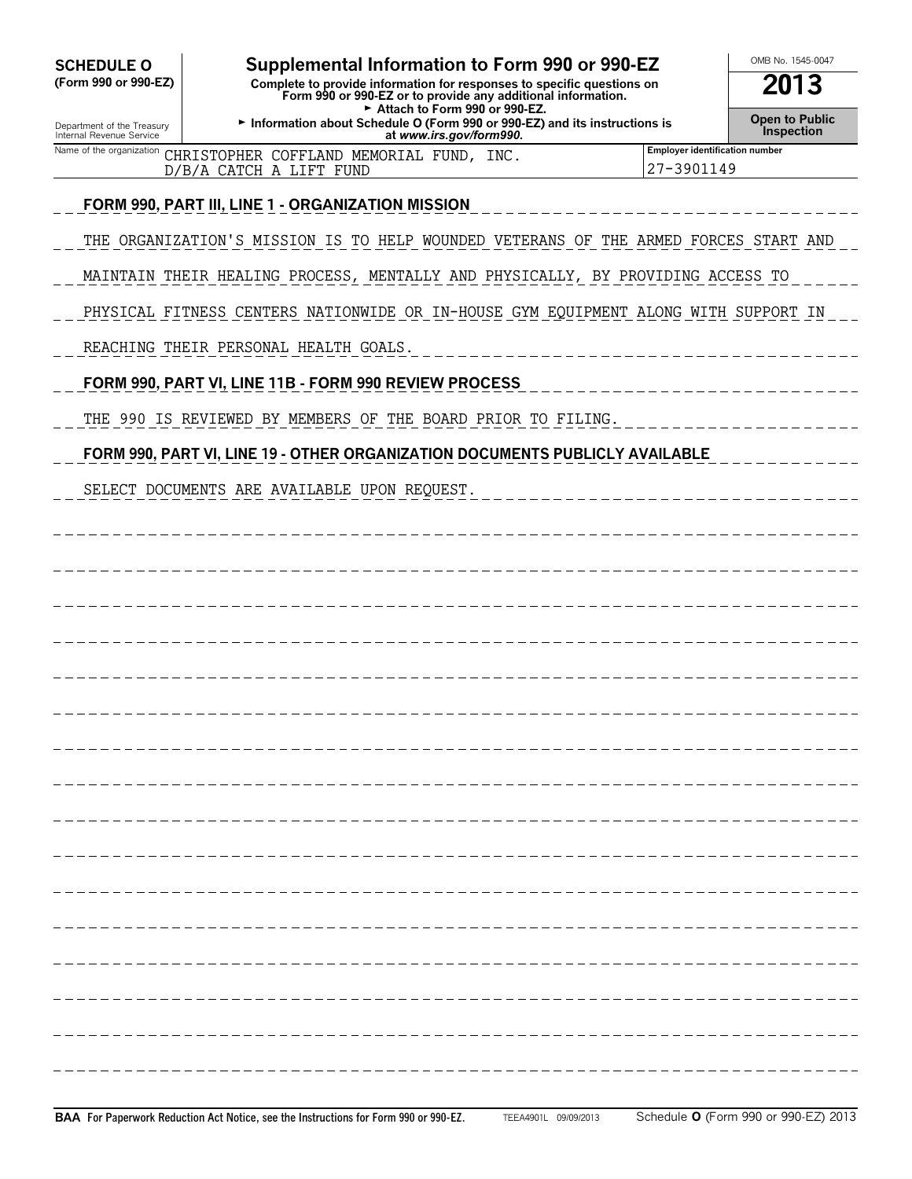**SCHEDULE O (Form 990 or 990-EZ)**

Department of the Treasury
Internal Revenue Service

# Supplemental Information to Form 990 or 990-EZ

**Complete to provide information for responses to specific questions on Form 990 or 990-EZ or to provide any additional information.**
► Attach to Form 990 or 990-EZ.
► Information about Schedule O (Form 990 or 990-EZ) and its instructions is at *www.irs.gov/form990.*

OMB No. 1545-0047

**2013**

**Open to Public Inspection**

Name of the organization: CHRISTOPHER COFFLAND MEMORIAL FUND, INC. D/B/A CATCH A LIFT FUND

Employer identification number: 27-3901149

**FORM 990, PART III, LINE 1 - ORGANIZATION MISSION**

THE ORGANIZATION'S MISSION IS TO HELP WOUNDED VETERANS OF THE ARMED FORCES START AND MAINTAIN THEIR HEALING PROCESS, MENTALLY AND PHYSICALLY, BY PROVIDING ACCESS TO PHYSICAL FITNESS CENTERS NATIONWIDE OR IN-HOUSE GYM EQUIPMENT ALONG WITH SUPPORT IN REACHING THEIR PERSONAL HEALTH GOALS.

**FORM 990, PART VI, LINE 11B - FORM 990 REVIEW PROCESS**

THE 990 IS REVIEWED BY MEMBERS OF THE BOARD PRIOR TO FILING.

**FORM 990, PART VI, LINE 19 - OTHER ORGANIZATION DOCUMENTS PUBLICLY AVAILABLE**

SELECT DOCUMENTS ARE AVAILABLE UPON REQUEST.

**BAA For Paperwork Reduction Act Notice, see the Instructions for Form 990 or 990-EZ.** TEEA4901L 09/09/2013 Schedule **O** (Form 990 or 990-EZ) 2013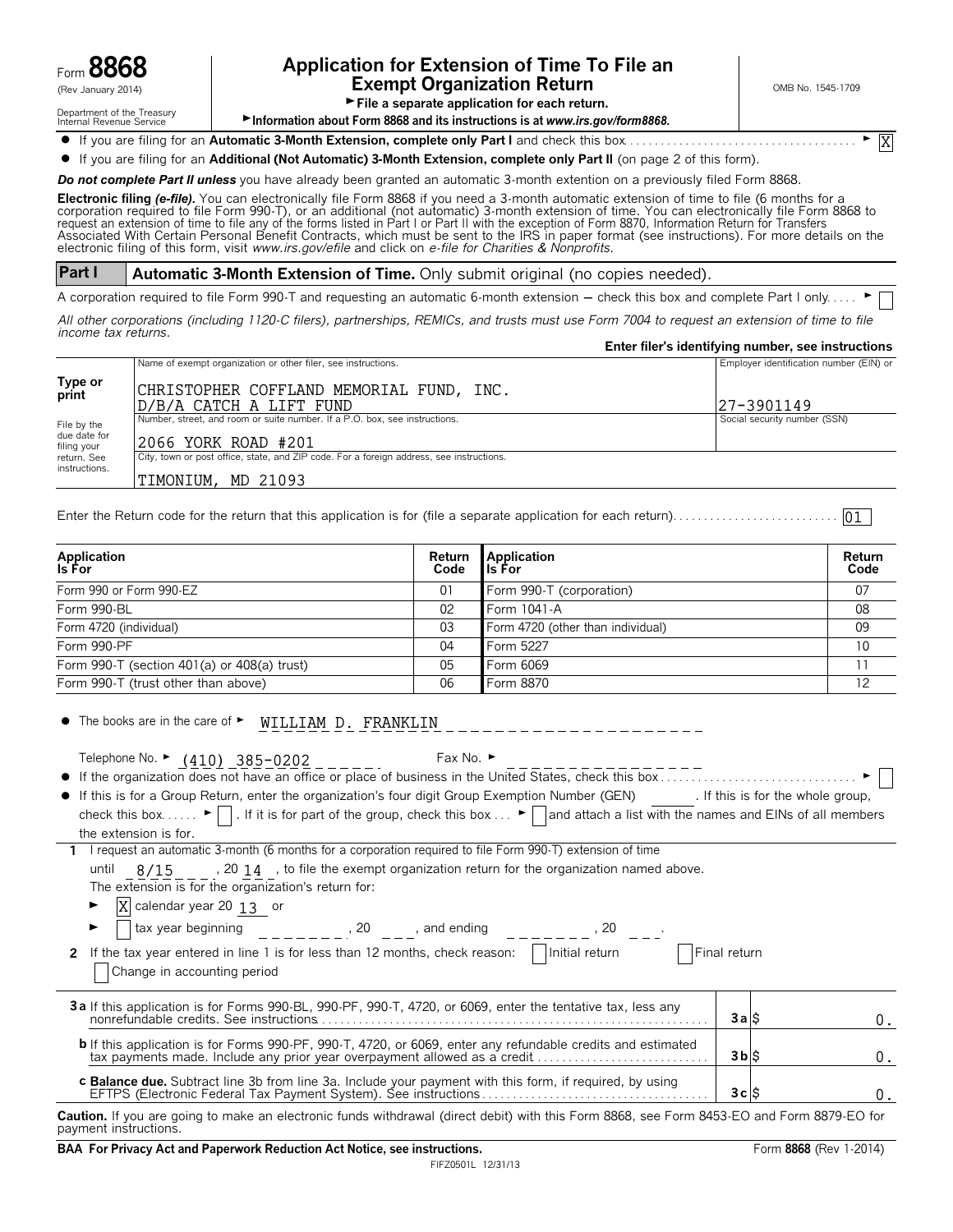Form **8868** (Rev January 2014)

Department of the Treasury
Internal Revenue Service

# Application for Extension of Time To File an Exempt Organization Return

► File a separate application for each return.
► Information about Form 8868 and its instructions is at *www.irs.gov/form8868.*

OMB No. 1545-1709

- If you are filing for an **Automatic 3-Month Extension, complete only Part I** and check this box ► [X]
- If you are filing for an **Additional (Not Automatic) 3-Month Extension, complete only Part II** (on page 2 of this form).

***Do not complete Part II unless*** you have already been granted an automatic 3-month extention on a previously filed Form 8868.

**Electronic filing *(e-file).*** You can electronically file Form 8868 if you need a 3-month automatic extension of time to file (6 months for a corporation required to file Form 990-T), or an additional (not automatic) 3-month extension of time. You can electronically file Form 8868 to request an extension of time to file any of the forms listed in Part I or Part II with the exception of Form 8870, Information Return for Transfers Associated With Certain Personal Benefit Contracts, which must be sent to the IRS in paper format (see instructions). For more details on the electronic filing of this form, visit *www.irs.gov/efile* and click on *e-file for Charities & Nonprofits.*

## Part I — Automatic 3-Month Extension of Time. Only submit original (no copies needed).

A corporation required to file Form 990-T and requesting an automatic 6-month extension — check this box and complete Part I only ► [ ]

*All other corporations (including 1120-C filers), partnerships, REMICs, and trusts must use Form 7004 to request an extension of time to file income tax returns.*

**Enter filer's identifying number, see instructions**

| Type or print | Name of exempt organization or other filer, see instructions. | Employer identification number (EIN) or |
|---|---|---|
| | CHRISTOPHER COFFLAND MEMORIAL FUND, INC.<br>D/B/A CATCH A LIFT FUND | 27-3901149 |
| File by the due date for filing your return. See instructions. | Number, street, and room or suite number. If a P.O. box, see instructions.<br>2066 YORK ROAD #201 | Social security number (SSN) |
| | City, town or post office, state, and ZIP code. For a foreign address, see instructions.<br>TIMONIUM, MD 21093 | |

Enter the Return code for the return that this application is for (file a separate application for each return) 01

| Application Is For | Return Code | Application Is For | Return Code |
|---|---|---|---|
| Form 990 or Form 990-EZ | 01 | Form 990-T (corporation) | 07 |
| Form 990-BL | 02 | Form 1041-A | 08 |
| Form 4720 (individual) | 03 | Form 4720 (other than individual) | 09 |
| Form 990-PF | 04 | Form 5227 | 10 |
| Form 990-T (section 401(a) or 408(a) trust) | 05 | Form 6069 | 11 |
| Form 990-T (trust other than above) | 06 | Form 8870 | 12 |

- The books are in the care of ► WILLIAM D. FRANKLIN

  Telephone No. ► (410) 385-0202   Fax No. ►
- If the organization does not have an office or place of business in the United States, check this box ► [ ]
- If this is for a Group Return, enter the organization's four digit Group Exemption Number (GEN) ____. If this is for the whole group, check this box ► [ ]. If it is for part of the group, check this box ► [ ] and attach a list with the names and EINs of all members the extension is for.

**1** I request an automatic 3-month (6 months for a corporation required to file Form 990-T) extension of time until 8/15, 20 14, to file the exempt organization return for the organization named above. The extension is for the organization's return for:

► [X] calendar year 20 13 or

► [ ] tax year beginning ________, 20 ___, and ending ________, 20 ___.

**2** If the tax year entered in line 1 is for less than 12 months, check reason: [ ] Initial return [ ] Final return [ ] Change in accounting period

| | | |
|---|---|---|
| **3a** If this application is for Forms 990-BL, 990-PF, 990-T, 4720, or 6069, enter the tentative tax, less any nonrefundable credits. See instructions | **3a** $ | 0. |
| **b** If this application is for Forms 990-PF, 990-T, 4720, or 6069, enter any refundable credits and estimated tax payments made. Include any prior year overpayment allowed as a credit | **3b** $ | 0. |
| **c Balance due.** Subtract line 3b from line 3a. Include your payment with this form, if required, by using EFTPS (Electronic Federal Tax Payment System). See instructions | **3c** $ | 0. |

**Caution.** If you are going to make an electronic funds withdrawal (direct debit) with this Form 8868, see Form 8453-EO and Form 8879-EO for payment instructions.

**BAA For Privacy Act and Paperwork Reduction Act Notice, see instructions.** Form **8868** (Rev 1-2014)

FIFZ0501L 12/31/13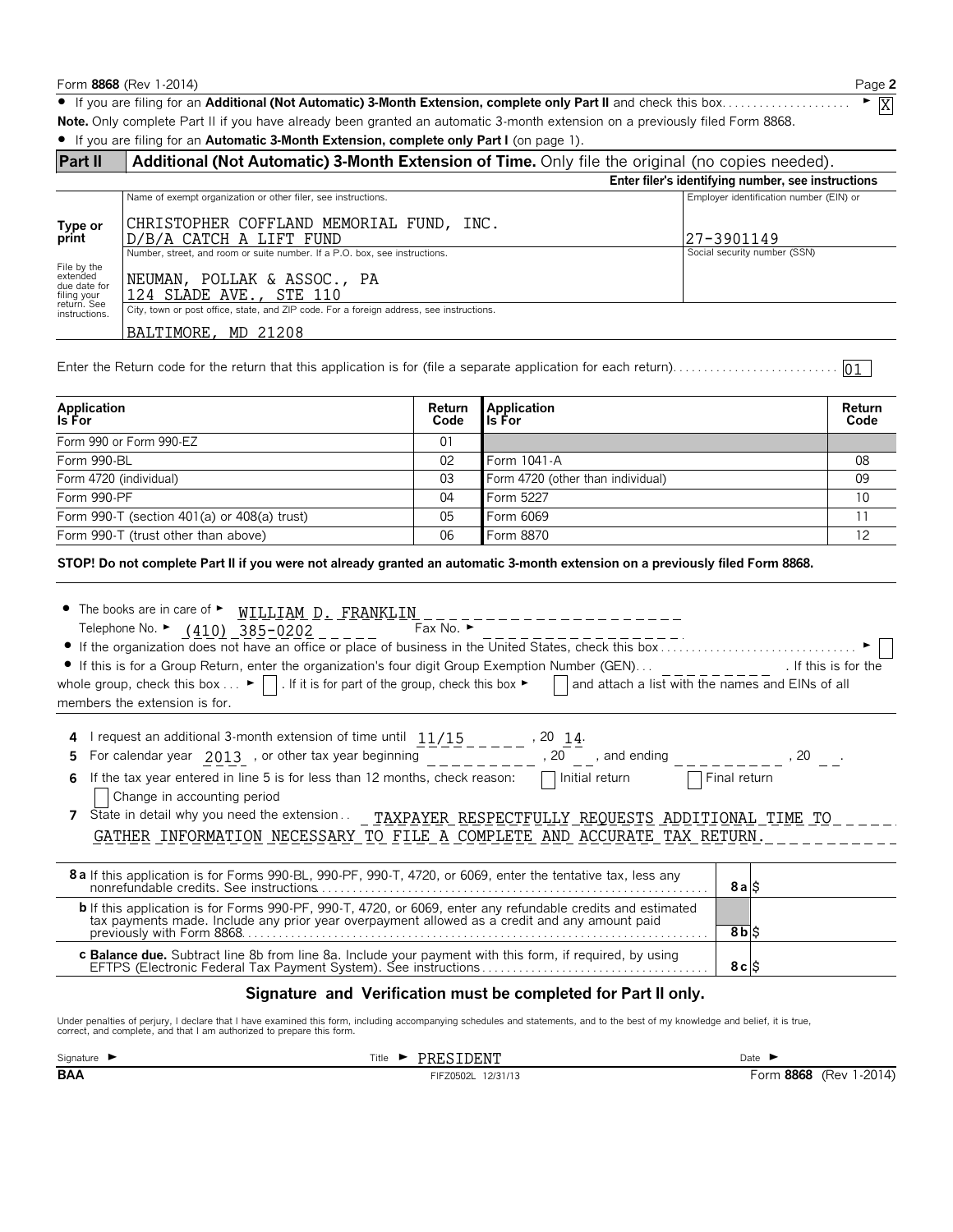Form **8868** (Rev 1-2014)

• If you are filing for an **Additional (Not Automatic) 3-Month Extension, complete only Part II** and check this box ► [X]

**Note.** Only complete Part II if you have already been granted an automatic 3-month extension on a previously filed Form 8868.

• If you are filing for an **Automatic 3-Month Extension, complete only Part I** (on page 1).

## Part II Additional (Not Automatic) 3-Month Extension of Time. Only file the original (no copies needed).

**Enter filer's identifying number, see instructions**

| | | |
|---|---|---|
| **Type or print** | Name of exempt organization or other filer, see instructions.<br>CHRISTOPHER COFFLAND MEMORIAL FUND, INC.<br>D/B/A CATCH A LIFT FUND | Employer identification number (EIN) or<br>27-3901149 |
| File by the extended due date for filing your return. See instructions. | Number, street, and room or suite number. If a P.O. box, see instructions.<br>NEUMAN, POLLAK & ASSOC., PA<br>124 SLADE AVE., STE 110 | Social security number (SSN) |
| | City, town or post office, state, and ZIP code. For a foreign address, see instructions.<br>BALTIMORE, MD 21208 | |

Enter the Return code for the return that this application is for (file a separate application for each return) 01

| Application Is For | Return Code | Application Is For | Return Code |
|---|---|---|---|
| Form 990 or Form 990-EZ | 01 | | |
| Form 990-BL | 02 | Form 1041-A | 08 |
| Form 4720 (individual) | 03 | Form 4720 (other than individual) | 09 |
| Form 990-PF | 04 | Form 5227 | 10 |
| Form 990-T (section 401(a) or 408(a) trust) | 05 | Form 6069 | 11 |
| Form 990-T (trust other than above) | 06 | Form 8870 | 12 |

**STOP! Do not complete Part II if you were not already granted an automatic 3-month extension on a previously filed Form 8868.**

• The books are in care of ► WILLIAM D. FRANKLIN

Telephone No. ► (410) 385-0202 Fax No. ►

• If the organization does not have an office or place of business in the United States, check this box ► [ ]

• If this is for a Group Return, enter the organization's four digit Group Exemption Number (GEN) ______ . If this is for the whole group, check this box ► [ ] . If it is for part of the group, check this box ► [ ] and attach a list with the names and EINs of all members the extension is for.

**4** I request an additional 3-month extension of time until 11/15 , 20 14.

**5** For calendar year 2013 , or other tax year beginning ______ , 20 __ , and ending ______ , 20 __ .

**6** If the tax year entered in line 5 is for less than 12 months, check reason: [ ] Initial return [ ] Final return [ ] Change in accounting period

**7** State in detail why you need the extension TAXPAYER RESPECTFULLY REQUESTS ADDITIONAL TIME TO GATHER INFORMATION NECESSARY TO FILE A COMPLETE AND ACCURATE TAX RETURN.

| | | |
|---|---|---|
| **8 a** If this application is for Forms 990-BL, 990-PF, 990-T, 4720, or 6069, enter the tentative tax, less any nonrefundable credits. See instructions | **8a** | $ |
| **b** If this application is for Forms 990-PF, 990-T, 4720, or 6069, enter any refundable credits and estimated tax payments made. Include any prior year overpayment allowed as a credit and any amount paid previously with Form 8868 | **8b** | $ |
| **c Balance due.** Subtract line 8b from line 8a. Include your payment with this form, if required, by using EFTPS (Electronic Federal Tax Payment System). See instructions | **8c** | $ |

### Signature and Verification must be completed for Part II only.

Under penalties of perjury, I declare that I have examined this form, including accompanying schedules and statements, and to the best of my knowledge and belief, it is true, correct, and complete, and that I am authorized to prepare this form.

Signature ► Title ► PRESIDENT Date ►

**BAA** FIFZ0502L 12/31/13 Form **8868** (Rev 1-2014)